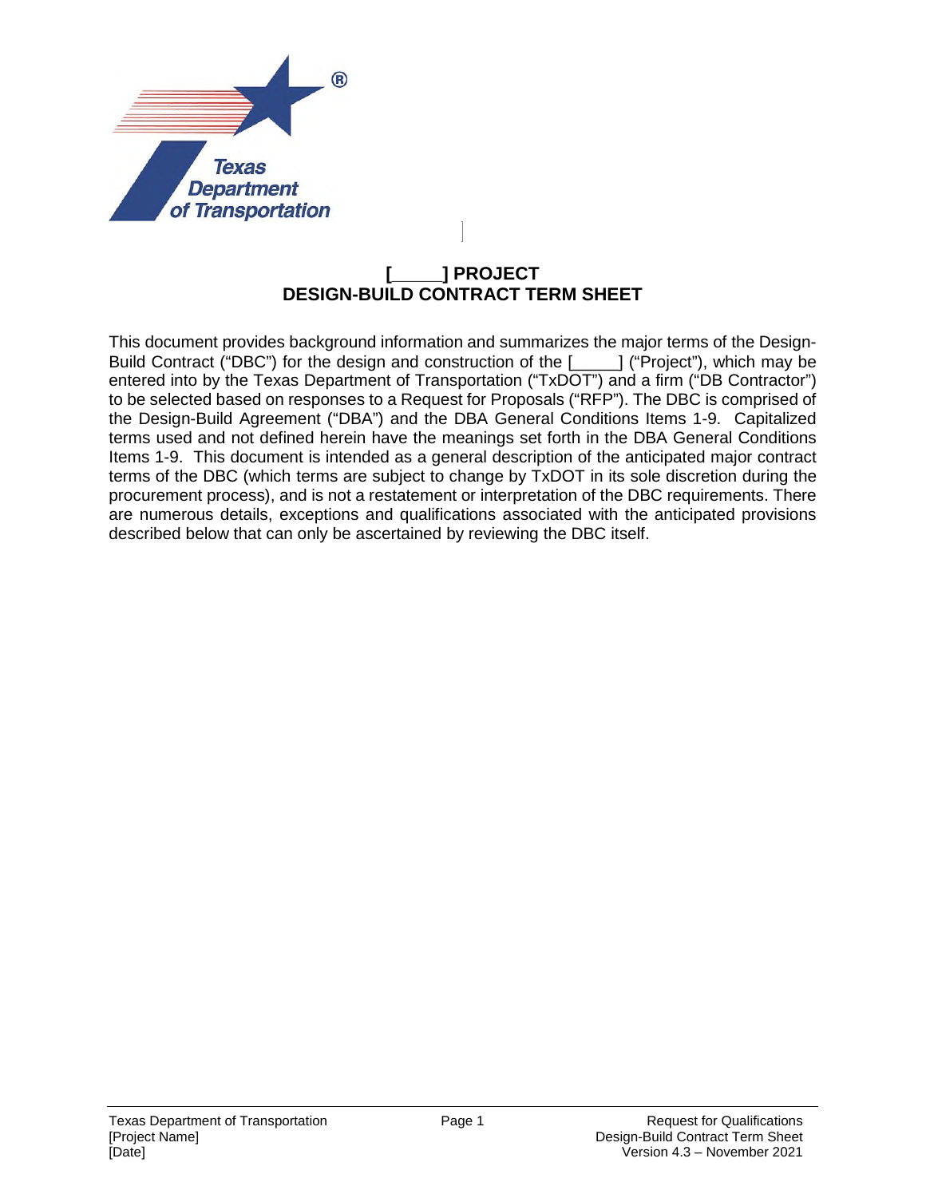# [_____] PROJECT
# DESIGN-BUILD CONTRACT TERM SHEET

This document provides background information and summarizes the major terms of the Design-Build Contract ("DBC") for the design and construction of the [_____] ("Project"), which may be entered into by the Texas Department of Transportation ("TxDOT") and a firm ("DB Contractor") to be selected based on responses to a Request for Proposals ("RFP"). The DBC is comprised of the Design-Build Agreement ("DBA") and the DBA General Conditions Items 1-9. Capitalized terms used and not defined herein have the meanings set forth in the DBA General Conditions Items 1-9. This document is intended as a general description of the anticipated major contract terms of the DBC (which terms are subject to change by TxDOT in its sole discretion during the procurement process), and is not a restatement or interpretation of the DBC requirements. There are numerous details, exceptions and qualifications associated with the anticipated provisions described below that can only be ascertained by reviewing the DBC itself.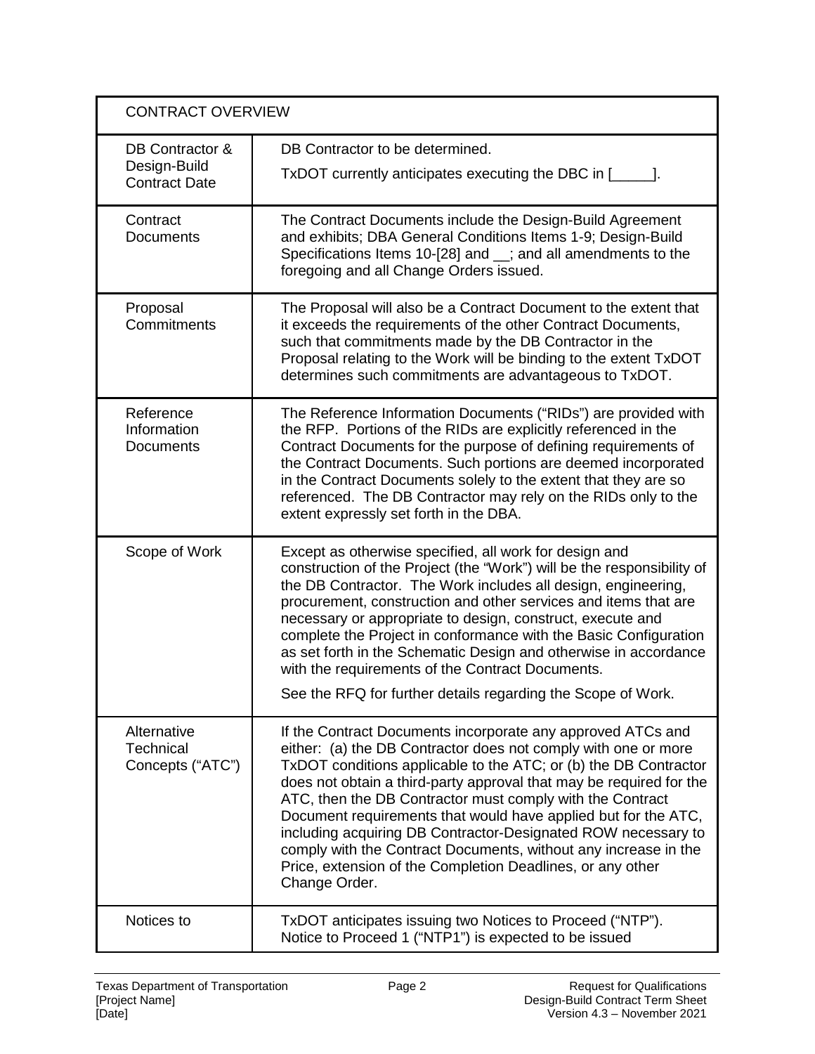| CONTRACT OVERVIEW | |
|---|---|
| DB Contractor & Design-Build Contract Date | DB Contractor to be determined.<br><br>TxDOT currently anticipates executing the DBC in [_____]. |
| Contract Documents | The Contract Documents include the Design-Build Agreement and exhibits; DBA General Conditions Items 1-9; Design-Build Specifications Items 10-[28] and __; and all amendments to the foregoing and all Change Orders issued. |
| Proposal Commitments | The Proposal will also be a Contract Document to the extent that it exceeds the requirements of the other Contract Documents, such that commitments made by the DB Contractor in the Proposal relating to the Work will be binding to the extent TxDOT determines such commitments are advantageous to TxDOT. |
| Reference Information Documents | The Reference Information Documents ("RIDs") are provided with the RFP. Portions of the RIDs are explicitly referenced in the Contract Documents for the purpose of defining requirements of the Contract Documents. Such portions are deemed incorporated in the Contract Documents solely to the extent that they are so referenced. The DB Contractor may rely on the RIDs only to the extent expressly set forth in the DBA. |
| Scope of Work | Except as otherwise specified, all work for design and construction of the Project (the "Work") will be the responsibility of the DB Contractor. The Work includes all design, engineering, procurement, construction and other services and items that are necessary or appropriate to design, construct, execute and complete the Project in conformance with the Basic Configuration as set forth in the Schematic Design and otherwise in accordance with the requirements of the Contract Documents.<br><br>See the RFQ for further details regarding the Scope of Work. |
| Alternative Technical Concepts ("ATC") | If the Contract Documents incorporate any approved ATCs and either: (a) the DB Contractor does not comply with one or more TxDOT conditions applicable to the ATC; or (b) the DB Contractor does not obtain a third-party approval that may be required for the ATC, then the DB Contractor must comply with the Contract Document requirements that would have applied but for the ATC, including acquiring DB Contractor-Designated ROW necessary to comply with the Contract Documents, without any increase in the Price, extension of the Completion Deadlines, or any other Change Order. |
| Notices to | TxDOT anticipates issuing two Notices to Proceed ("NTP"). Notice to Proceed 1 ("NTP1") is expected to be issued |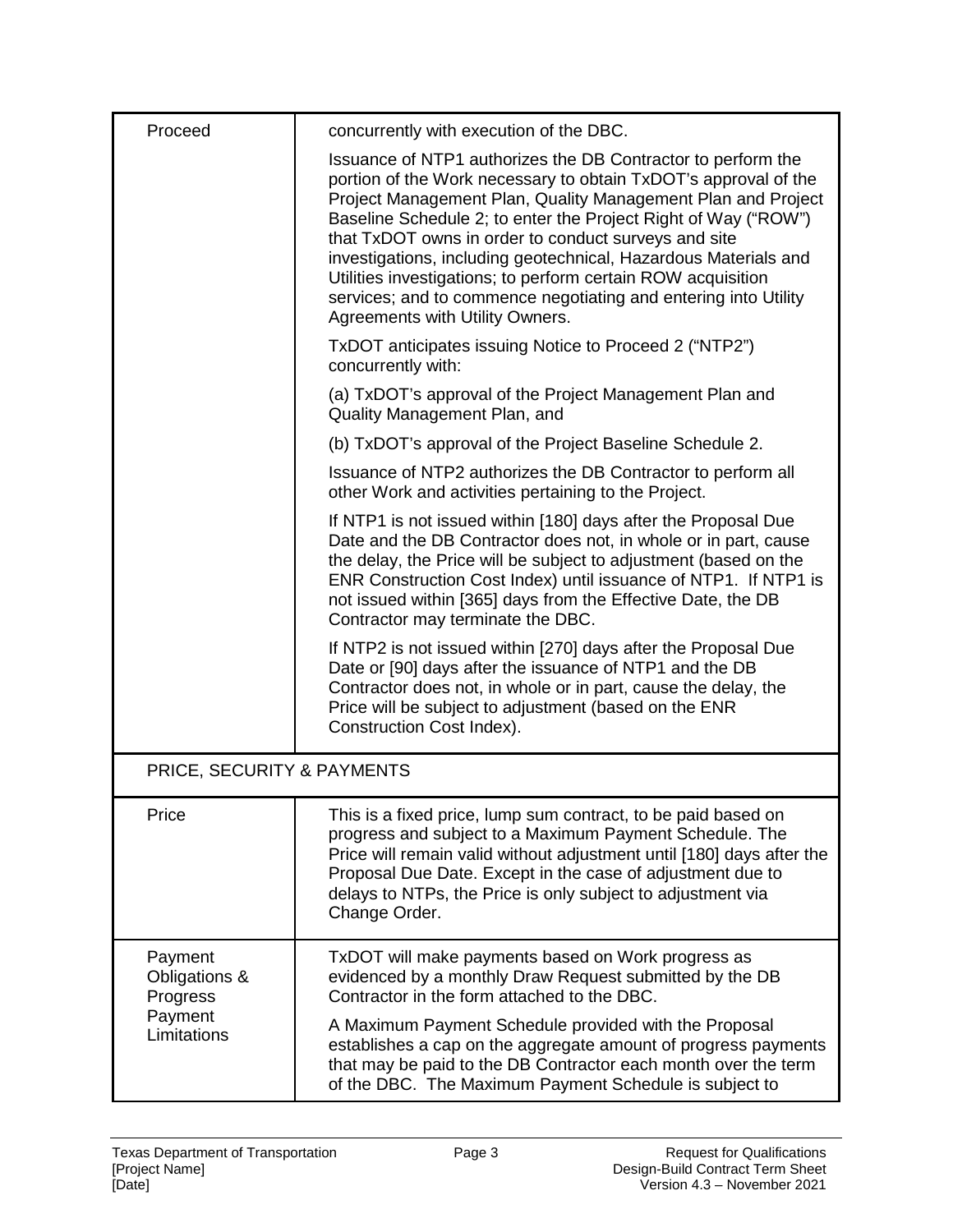| Proceed | concurrently with execution of the DBC.<br><br>Issuance of NTP1 authorizes the DB Contractor to perform the portion of the Work necessary to obtain TxDOT's approval of the Project Management Plan, Quality Management Plan and Project Baseline Schedule 2; to enter the Project Right of Way ("ROW") that TxDOT owns in order to conduct surveys and site investigations, including geotechnical, Hazardous Materials and Utilities investigations; to perform certain ROW acquisition services; and to commence negotiating and entering into Utility Agreements with Utility Owners.<br><br>TxDOT anticipates issuing Notice to Proceed 2 ("NTP2") concurrently with:<br><br>(a) TxDOT's approval of the Project Management Plan and Quality Management Plan, and<br><br>(b) TxDOT's approval of the Project Baseline Schedule 2.<br><br>Issuance of NTP2 authorizes the DB Contractor to perform all other Work and activities pertaining to the Project.<br><br>If NTP1 is not issued within [180] days after the Proposal Due Date and the DB Contractor does not, in whole or in part, cause the delay, the Price will be subject to adjustment (based on the ENR Construction Cost Index) until issuance of NTP1. If NTP1 is not issued within [365] days from the Effective Date, the DB Contractor may terminate the DBC.<br><br>If NTP2 is not issued within [270] days after the Proposal Due Date or [90] days after the issuance of NTP1 and the DB Contractor does not, in whole or in part, cause the delay, the Price will be subject to adjustment (based on the ENR Construction Cost Index). |
|---|---|
| **PRICE, SECURITY & PAYMENTS** | |
| Price | This is a fixed price, lump sum contract, to be paid based on progress and subject to a Maximum Payment Schedule. The Price will remain valid without adjustment until [180] days after the Proposal Due Date. Except in the case of adjustment due to delays to NTPs, the Price is only subject to adjustment via Change Order. |
| Payment Obligations & Progress Payment Limitations | TxDOT will make payments based on Work progress as evidenced by a monthly Draw Request submitted by the DB Contractor in the form attached to the DBC.<br><br>A Maximum Payment Schedule provided with the Proposal establishes a cap on the aggregate amount of progress payments that may be paid to the DB Contractor each month over the term of the DBC. The Maximum Payment Schedule is subject to |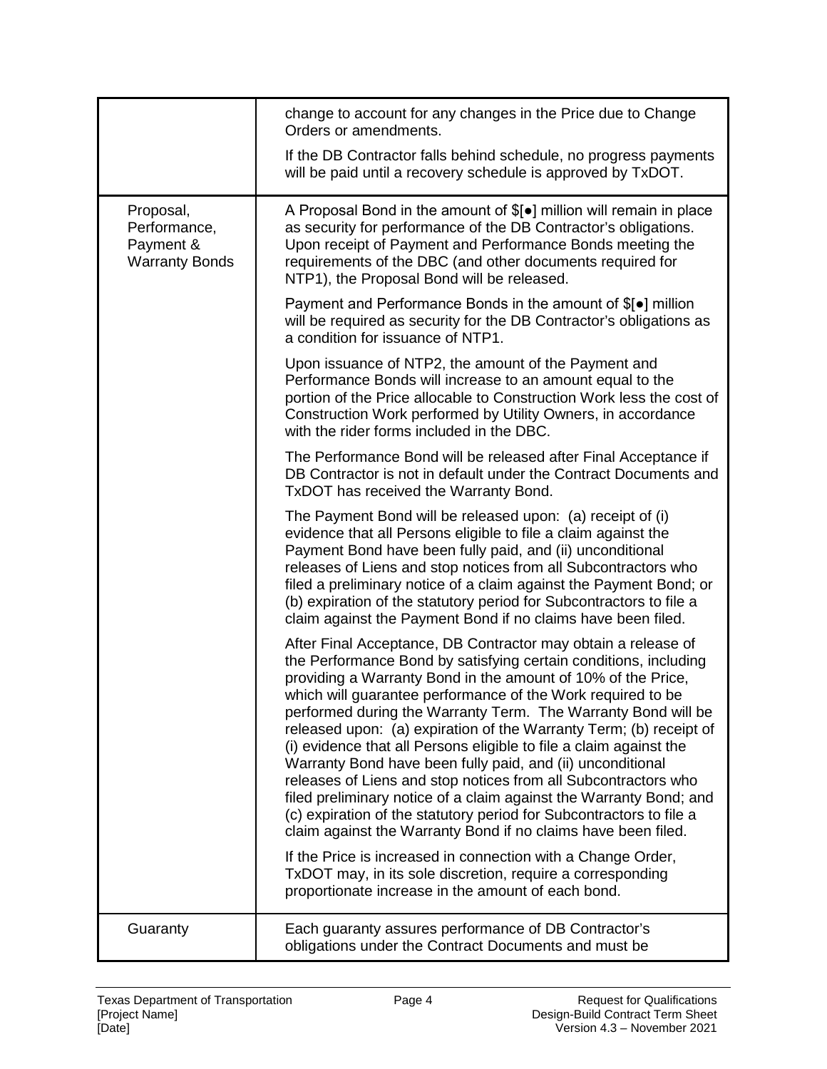| | |
|---|---|
| | change to account for any changes in the Price due to Change Orders or amendments.<br><br>If the DB Contractor falls behind schedule, no progress payments will be paid until a recovery schedule is approved by TxDOT. |
| Proposal, Performance, Payment & Warranty Bonds | A Proposal Bond in the amount of $[●] million will remain in place as security for performance of the DB Contractor's obligations. Upon receipt of Payment and Performance Bonds meeting the requirements of the DBC (and other documents required for NTP1), the Proposal Bond will be released.<br><br>Payment and Performance Bonds in the amount of $[●] million will be required as security for the DB Contractor's obligations as a condition for issuance of NTP1.<br><br>Upon issuance of NTP2, the amount of the Payment and Performance Bonds will increase to an amount equal to the portion of the Price allocable to Construction Work less the cost of Construction Work performed by Utility Owners, in accordance with the rider forms included in the DBC.<br><br>The Performance Bond will be released after Final Acceptance if DB Contractor is not in default under the Contract Documents and TxDOT has received the Warranty Bond.<br><br>The Payment Bond will be released upon: (a) receipt of (i) evidence that all Persons eligible to file a claim against the Payment Bond have been fully paid, and (ii) unconditional releases of Liens and stop notices from all Subcontractors who filed a preliminary notice of a claim against the Payment Bond; or (b) expiration of the statutory period for Subcontractors to file a claim against the Payment Bond if no claims have been filed.<br><br>After Final Acceptance, DB Contractor may obtain a release of the Performance Bond by satisfying certain conditions, including providing a Warranty Bond in the amount of 10% of the Price, which will guarantee performance of the Work required to be performed during the Warranty Term. The Warranty Bond will be released upon: (a) expiration of the Warranty Term; (b) receipt of (i) evidence that all Persons eligible to file a claim against the Warranty Bond have been fully paid, and (ii) unconditional releases of Liens and stop notices from all Subcontractors who filed preliminary notice of a claim against the Warranty Bond; and (c) expiration of the statutory period for Subcontractors to file a claim against the Warranty Bond if no claims have been filed.<br><br>If the Price is increased in connection with a Change Order, TxDOT may, in its sole discretion, require a corresponding proportionate increase in the amount of each bond. |
| Guaranty | Each guaranty assures performance of DB Contractor's obligations under the Contract Documents and must be |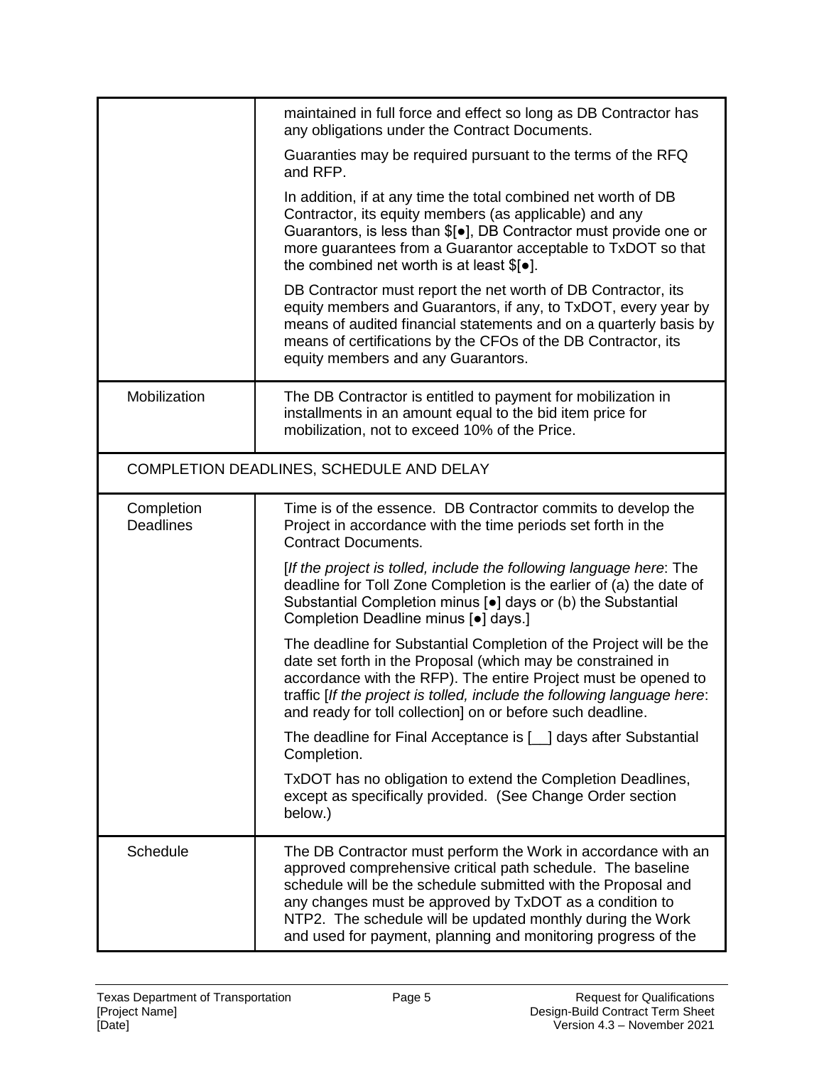| | |
|---|---|
| | maintained in full force and effect so long as DB Contractor has any obligations under the Contract Documents.<br><br>Guaranties may be required pursuant to the terms of the RFQ and RFP.<br><br>In addition, if at any time the total combined net worth of DB Contractor, its equity members (as applicable) and any Guarantors, is less than $[●], DB Contractor must provide one or more guarantees from a Guarantor acceptable to TxDOT so that the combined net worth is at least $[●].<br><br>DB Contractor must report the net worth of DB Contractor, its equity members and Guarantors, if any, to TxDOT, every year by means of audited financial statements and on a quarterly basis by means of certifications by the CFOs of the DB Contractor, its equity members and any Guarantors. |
| Mobilization | The DB Contractor is entitled to payment for mobilization in installments in an amount equal to the bid item price for mobilization, not to exceed 10% of the Price. |
| COMPLETION DEADLINES, SCHEDULE AND DELAY | |
| Completion Deadlines | Time is of the essence. DB Contractor commits to develop the Project in accordance with the time periods set forth in the Contract Documents.<br><br>[*If the project is tolled, include the following language here*: The deadline for Toll Zone Completion is the earlier of (a) the date of Substantial Completion minus [●] days or (b) the Substantial Completion Deadline minus [●] days.]<br><br>The deadline for Substantial Completion of the Project will be the date set forth in the Proposal (which may be constrained in accordance with the RFP). The entire Project must be opened to traffic [*If the project is tolled, include the following language here*: and ready for toll collection] on or before such deadline.<br><br>The deadline for Final Acceptance is [\_\_] days after Substantial Completion.<br><br>TxDOT has no obligation to extend the Completion Deadlines, except as specifically provided. (See Change Order section below.) |
| Schedule | The DB Contractor must perform the Work in accordance with an approved comprehensive critical path schedule. The baseline schedule will be the schedule submitted with the Proposal and any changes must be approved by TxDOT as a condition to NTP2. The schedule will be updated monthly during the Work and used for payment, planning and monitoring progress of the |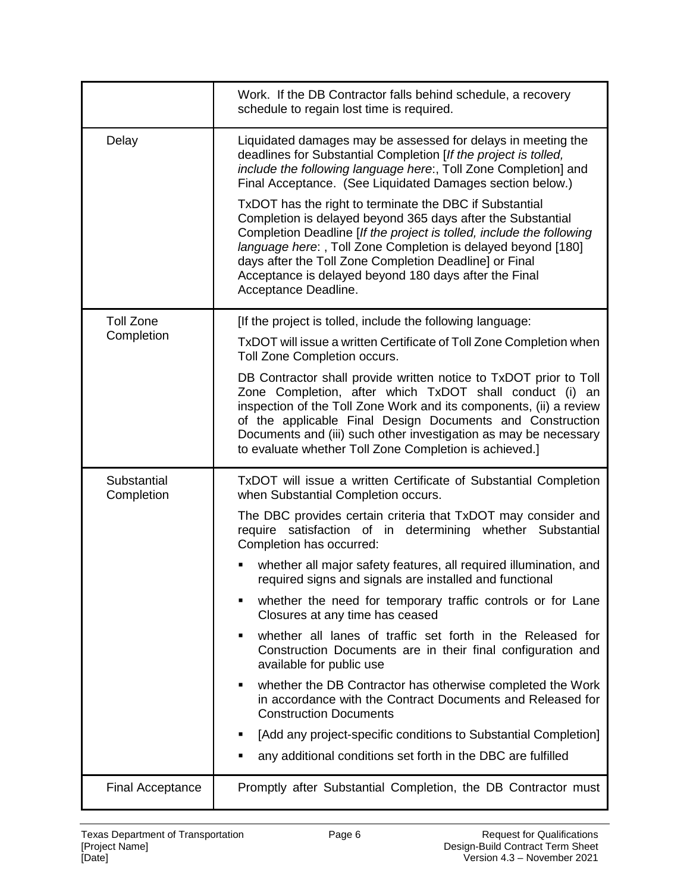| | |
|---|---|
| | Work. If the DB Contractor falls behind schedule, a recovery schedule to regain lost time is required. |
| Delay | Liquidated damages may be assessed for delays in meeting the deadlines for Substantial Completion [*If the project is tolled, include the following language here*:, Toll Zone Completion] and Final Acceptance. (See Liquidated Damages section below.)<br><br>TxDOT has the right to terminate the DBC if Substantial Completion is delayed beyond 365 days after the Substantial Completion Deadline [*If the project is tolled, include the following language here*: , Toll Zone Completion is delayed beyond [180] days after the Toll Zone Completion Deadline] or Final Acceptance is delayed beyond 180 days after the Final Acceptance Deadline. |
| Toll Zone Completion | [If the project is tolled, include the following language:<br><br>TxDOT will issue a written Certificate of Toll Zone Completion when Toll Zone Completion occurs.<br><br>DB Contractor shall provide written notice to TxDOT prior to Toll Zone Completion, after which TxDOT shall conduct (i) an inspection of the Toll Zone Work and its components, (ii) a review of the applicable Final Design Documents and Construction Documents and (iii) such other investigation as may be necessary to evaluate whether Toll Zone Completion is achieved.] |
| Substantial Completion | TxDOT will issue a written Certificate of Substantial Completion when Substantial Completion occurs.<br><br>The DBC provides certain criteria that TxDOT may consider and require satisfaction of in determining whether Substantial Completion has occurred:<br><br>▪ whether all major safety features, all required illumination, and required signs and signals are installed and functional<br>▪ whether the need for temporary traffic controls or for Lane Closures at any time has ceased<br>▪ whether all lanes of traffic set forth in the Released for Construction Documents are in their final configuration and available for public use<br>▪ whether the DB Contractor has otherwise completed the Work in accordance with the Contract Documents and Released for Construction Documents<br>▪ [Add any project-specific conditions to Substantial Completion]<br>▪ any additional conditions set forth in the DBC are fulfilled |
| Final Acceptance | Promptly after Substantial Completion, the DB Contractor must |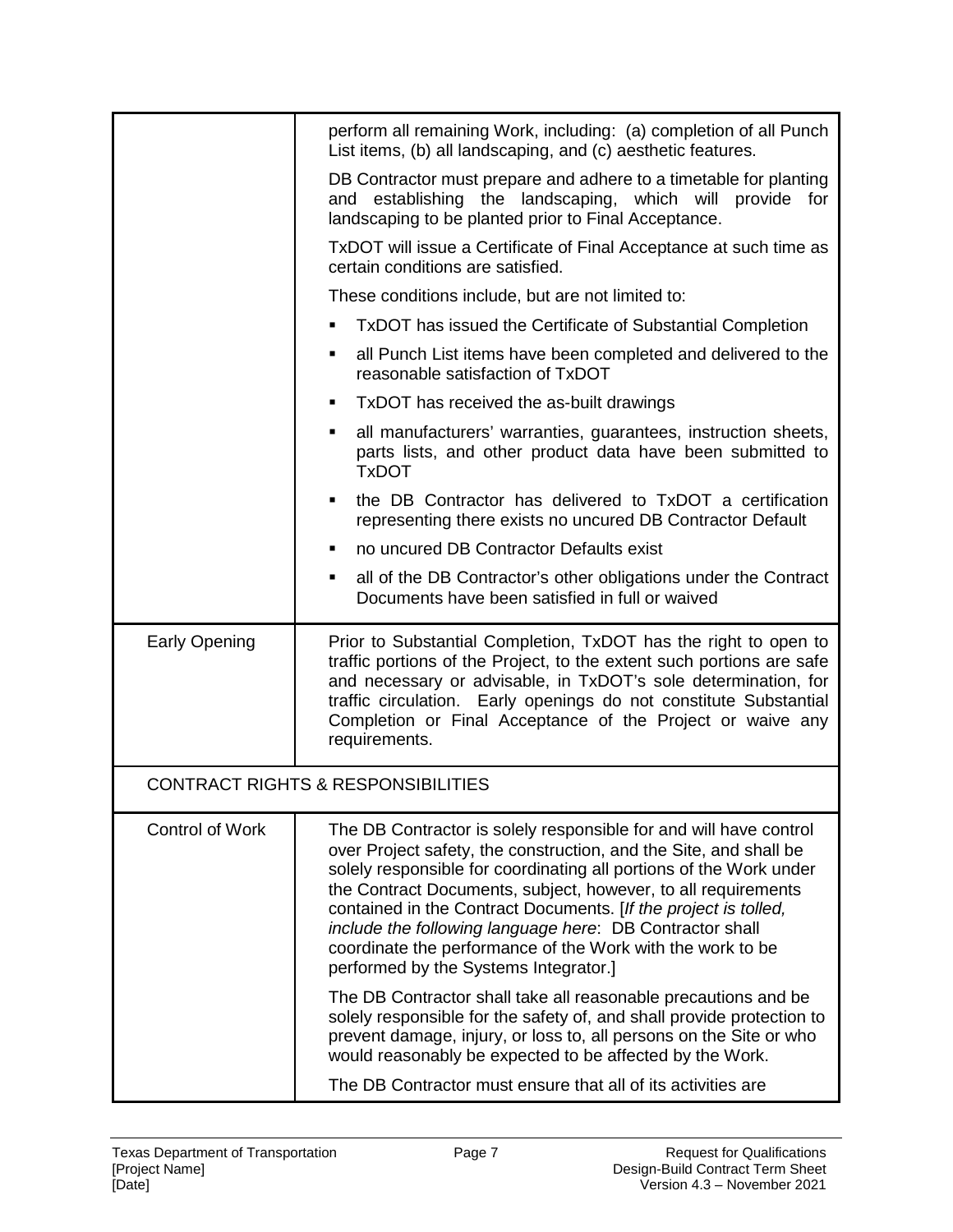| | |
|---|---|
| | perform all remaining Work, including: (a) completion of all Punch List items, (b) all landscaping, and (c) aesthetic features.<br><br>DB Contractor must prepare and adhere to a timetable for planting and establishing the landscaping, which will provide for landscaping to be planted prior to Final Acceptance.<br><br>TxDOT will issue a Certificate of Final Acceptance at such time as certain conditions are satisfied.<br><br>These conditions include, but are not limited to:<br><br>▪ TxDOT has issued the Certificate of Substantial Completion<br>▪ all Punch List items have been completed and delivered to the reasonable satisfaction of TxDOT<br>▪ TxDOT has received the as-built drawings<br>▪ all manufacturers' warranties, guarantees, instruction sheets, parts lists, and other product data have been submitted to TxDOT<br>▪ the DB Contractor has delivered to TxDOT a certification representing there exists no uncured DB Contractor Default<br>▪ no uncured DB Contractor Defaults exist<br>▪ all of the DB Contractor's other obligations under the Contract Documents have been satisfied in full or waived |
| Early Opening | Prior to Substantial Completion, TxDOT has the right to open to traffic portions of the Project, to the extent such portions are safe and necessary or advisable, in TxDOT's sole determination, for traffic circulation. Early openings do not constitute Substantial Completion or Final Acceptance of the Project or waive any requirements. |
| **CONTRACT RIGHTS & RESPONSIBILITIES** | |
| Control of Work | The DB Contractor is solely responsible for and will have control over Project safety, the construction, and the Site, and shall be solely responsible for coordinating all portions of the Work under the Contract Documents, subject, however, to all requirements contained in the Contract Documents. [*If the project is tolled, include the following language here*: DB Contractor shall coordinate the performance of the Work with the work to be performed by the Systems Integrator.]<br><br>The DB Contractor shall take all reasonable precautions and be solely responsible for the safety of, and shall provide protection to prevent damage, injury, or loss to, all persons on the Site or who would reasonably be expected to be affected by the Work.<br><br>The DB Contractor must ensure that all of its activities are |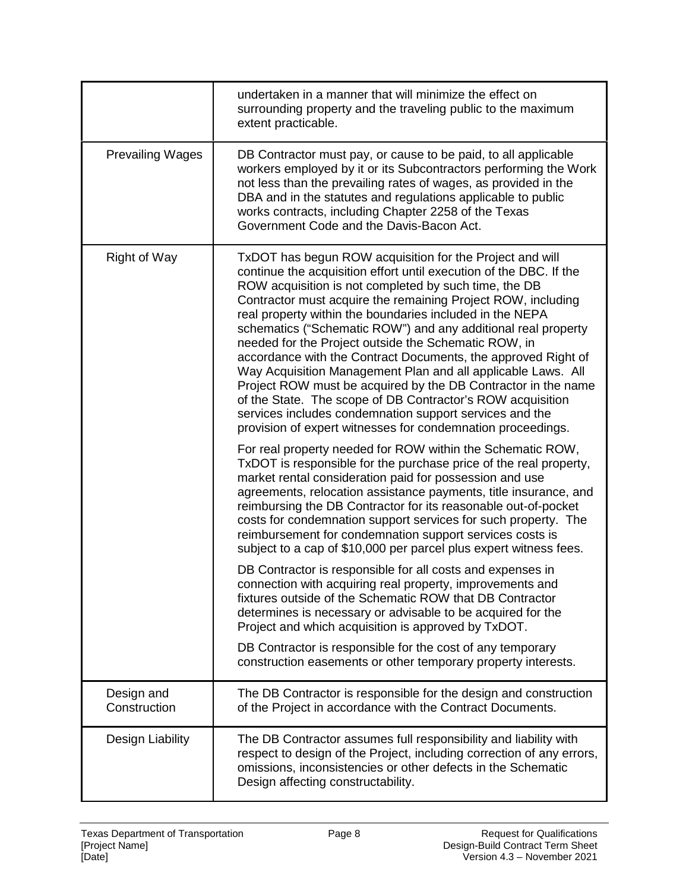| | |
|---|---|
| | undertaken in a manner that will minimize the effect on surrounding property and the traveling public to the maximum extent practicable. |
| Prevailing Wages | DB Contractor must pay, or cause to be paid, to all applicable workers employed by it or its Subcontractors performing the Work not less than the prevailing rates of wages, as provided in the DBA and in the statutes and regulations applicable to public works contracts, including Chapter 2258 of the Texas Government Code and the Davis-Bacon Act. |
| Right of Way | TxDOT has begun ROW acquisition for the Project and will continue the acquisition effort until execution of the DBC. If the ROW acquisition is not completed by such time, the DB Contractor must acquire the remaining Project ROW, including real property within the boundaries included in the NEPA schematics ("Schematic ROW") and any additional real property needed for the Project outside the Schematic ROW, in accordance with the Contract Documents, the approved Right of Way Acquisition Management Plan and all applicable Laws. All Project ROW must be acquired by the DB Contractor in the name of the State. The scope of DB Contractor's ROW acquisition services includes condemnation support services and the provision of expert witnesses for condemnation proceedings.<br><br>For real property needed for ROW within the Schematic ROW, TxDOT is responsible for the purchase price of the real property, market rental consideration paid for possession and use agreements, relocation assistance payments, title insurance, and reimbursing the DB Contractor for its reasonable out-of-pocket costs for condemnation support services for such property. The reimbursement for condemnation support services costs is subject to a cap of $10,000 per parcel plus expert witness fees.<br><br>DB Contractor is responsible for all costs and expenses in connection with acquiring real property, improvements and fixtures outside of the Schematic ROW that DB Contractor determines is necessary or advisable to be acquired for the Project and which acquisition is approved by TxDOT.<br><br>DB Contractor is responsible for the cost of any temporary construction easements or other temporary property interests. |
| Design and Construction | The DB Contractor is responsible for the design and construction of the Project in accordance with the Contract Documents. |
| Design Liability | The DB Contractor assumes full responsibility and liability with respect to design of the Project, including correction of any errors, omissions, inconsistencies or other defects in the Schematic Design affecting constructability. |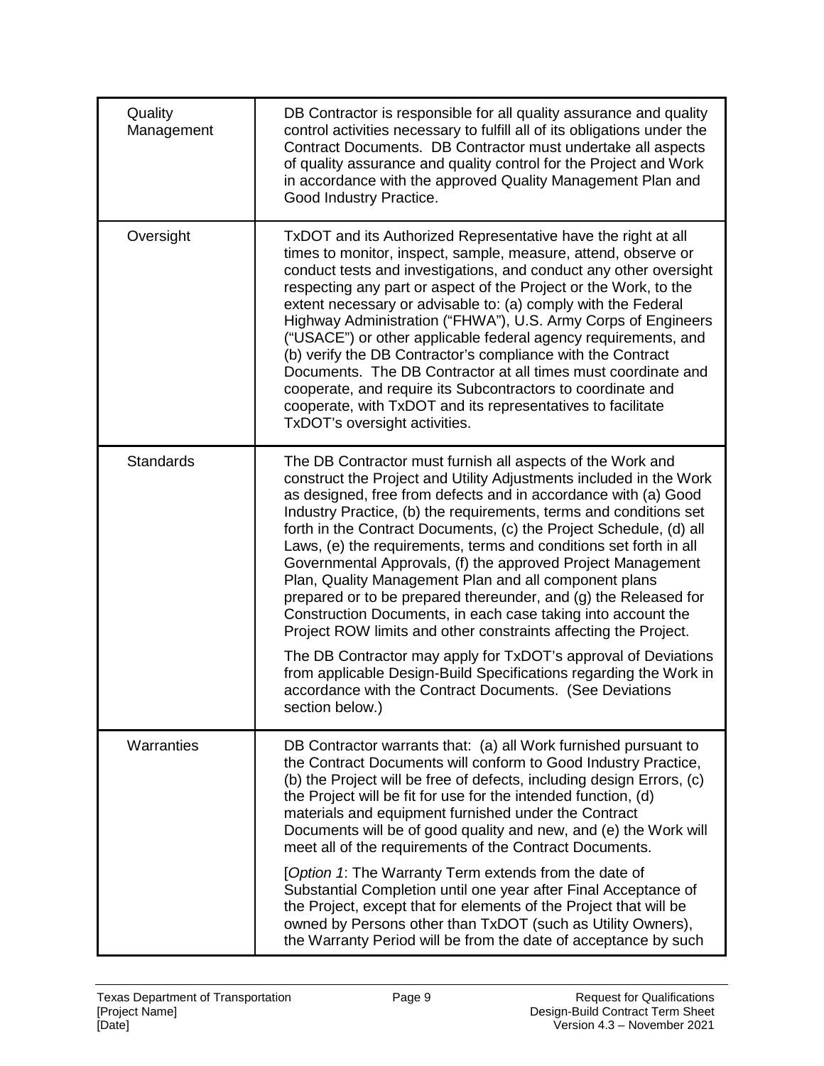| | |
|---|---|
| Quality Management | DB Contractor is responsible for all quality assurance and quality control activities necessary to fulfill all of its obligations under the Contract Documents. DB Contractor must undertake all aspects of quality assurance and quality control for the Project and Work in accordance with the approved Quality Management Plan and Good Industry Practice. |
| Oversight | TxDOT and its Authorized Representative have the right at all times to monitor, inspect, sample, measure, attend, observe or conduct tests and investigations, and conduct any other oversight respecting any part or aspect of the Project or the Work, to the extent necessary or advisable to: (a) comply with the Federal Highway Administration ("FHWA"), U.S. Army Corps of Engineers ("USACE") or other applicable federal agency requirements, and (b) verify the DB Contractor's compliance with the Contract Documents. The DB Contractor at all times must coordinate and cooperate, and require its Subcontractors to coordinate and cooperate, with TxDOT and its representatives to facilitate TxDOT's oversight activities. |
| Standards | The DB Contractor must furnish all aspects of the Work and construct the Project and Utility Adjustments included in the Work as designed, free from defects and in accordance with (a) Good Industry Practice, (b) the requirements, terms and conditions set forth in the Contract Documents, (c) the Project Schedule, (d) all Laws, (e) the requirements, terms and conditions set forth in all Governmental Approvals, (f) the approved Project Management Plan, Quality Management Plan and all component plans prepared or to be prepared thereunder, and (g) the Released for Construction Documents, in each case taking into account the Project ROW limits and other constraints affecting the Project.<br><br>The DB Contractor may apply for TxDOT's approval of Deviations from applicable Design-Build Specifications regarding the Work in accordance with the Contract Documents. (See Deviations section below.) |
| Warranties | DB Contractor warrants that: (a) all Work furnished pursuant to the Contract Documents will conform to Good Industry Practice, (b) the Project will be free of defects, including design Errors, (c) the Project will be fit for use for the intended function, (d) materials and equipment furnished under the Contract Documents will be of good quality and new, and (e) the Work will meet all of the requirements of the Contract Documents.<br><br>[*Option 1*: The Warranty Term extends from the date of Substantial Completion until one year after Final Acceptance of the Project, except that for elements of the Project that will be owned by Persons other than TxDOT (such as Utility Owners), the Warranty Period will be from the date of acceptance by such |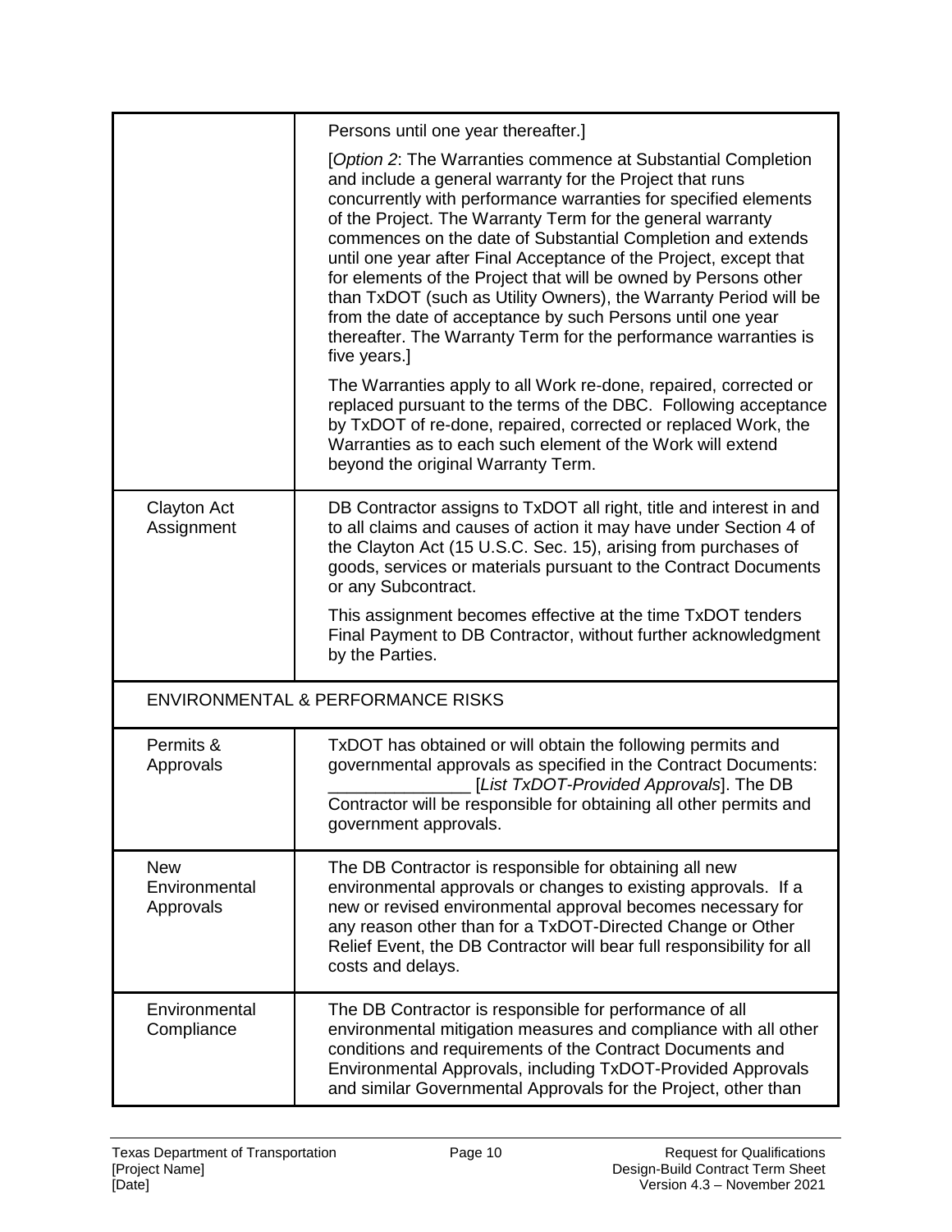| | |
|---|---|
| | Persons until one year thereafter.]<br><br>[*Option 2*: The Warranties commence at Substantial Completion and include a general warranty for the Project that runs concurrently with performance warranties for specified elements of the Project. The Warranty Term for the general warranty commences on the date of Substantial Completion and extends until one year after Final Acceptance of the Project, except that for elements of the Project that will be owned by Persons other than TxDOT (such as Utility Owners), the Warranty Period will be from the date of acceptance by such Persons until one year thereafter. The Warranty Term for the performance warranties is five years.]<br><br>The Warranties apply to all Work re-done, repaired, corrected or replaced pursuant to the terms of the DBC. Following acceptance by TxDOT of re-done, repaired, corrected or replaced Work, the Warranties as to each such element of the Work will extend beyond the original Warranty Term. |
| Clayton Act Assignment | DB Contractor assigns to TxDOT all right, title and interest in and to all claims and causes of action it may have under Section 4 of the Clayton Act (15 U.S.C. Sec. 15), arising from purchases of goods, services or materials pursuant to the Contract Documents or any Subcontract.<br><br>This assignment becomes effective at the time TxDOT tenders Final Payment to DB Contractor, without further acknowledgment by the Parties. |
| ENVIRONMENTAL & PERFORMANCE RISKS | |
| Permits & Approvals | TxDOT has obtained or will obtain the following permits and governmental approvals as specified in the Contract Documents: _______________ [*List TxDOT-Provided Approvals*]. The DB Contractor will be responsible for obtaining all other permits and government approvals. |
| New Environmental Approvals | The DB Contractor is responsible for obtaining all new environmental approvals or changes to existing approvals. If a new or revised environmental approval becomes necessary for any reason other than for a TxDOT-Directed Change or Other Relief Event, the DB Contractor will bear full responsibility for all costs and delays. |
| Environmental Compliance | The DB Contractor is responsible for performance of all environmental mitigation measures and compliance with all other conditions and requirements of the Contract Documents and Environmental Approvals, including TxDOT-Provided Approvals and similar Governmental Approvals for the Project, other than |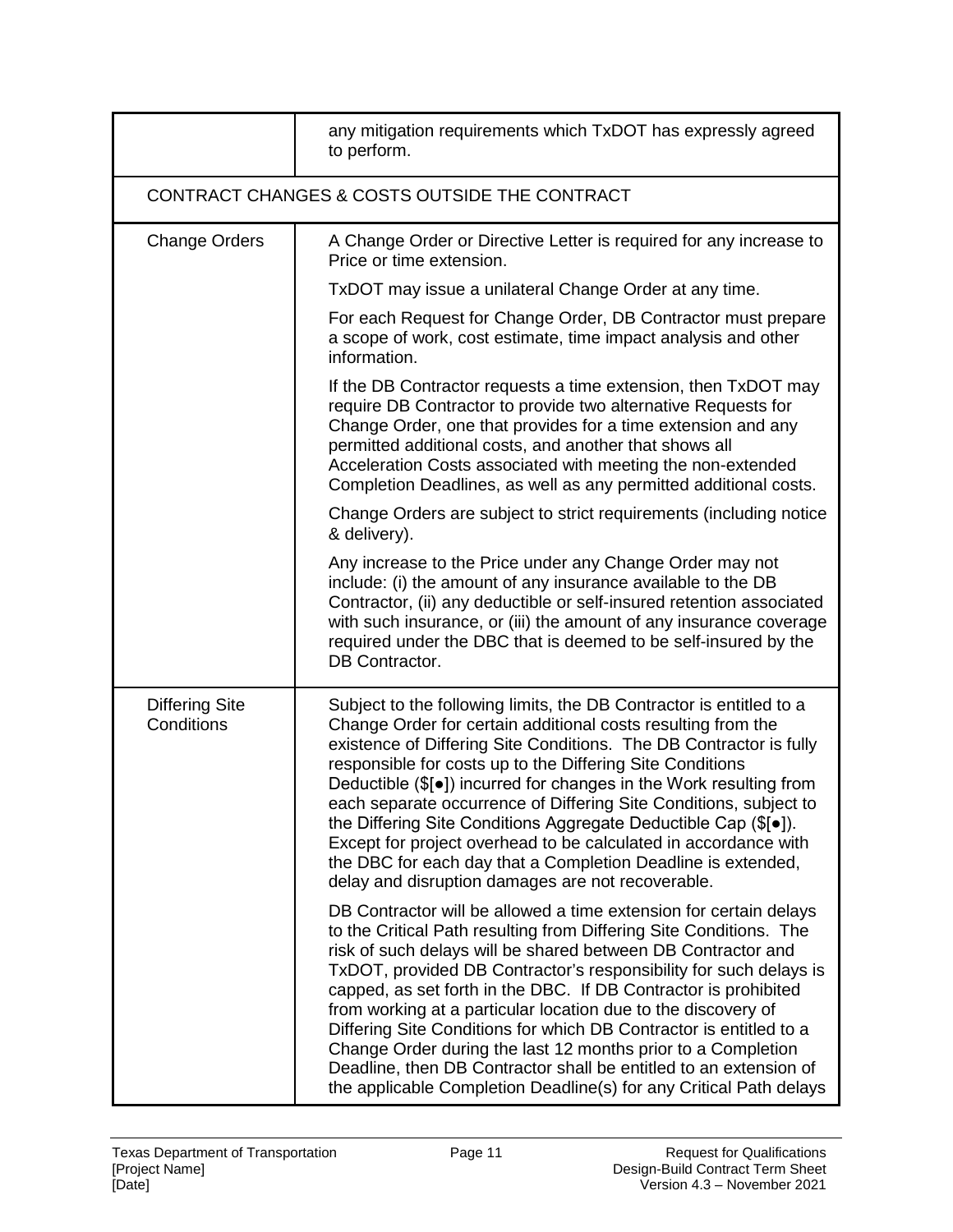| | |
|---|---|
| | any mitigation requirements which TxDOT has expressly agreed to perform. |
| CONTRACT CHANGES & COSTS OUTSIDE THE CONTRACT | |
| Change Orders | A Change Order or Directive Letter is required for any increase to Price or time extension.<br><br>TxDOT may issue a unilateral Change Order at any time.<br><br>For each Request for Change Order, DB Contractor must prepare a scope of work, cost estimate, time impact analysis and other information.<br><br>If the DB Contractor requests a time extension, then TxDOT may require DB Contractor to provide two alternative Requests for Change Order, one that provides for a time extension and any permitted additional costs, and another that shows all Acceleration Costs associated with meeting the non-extended Completion Deadlines, as well as any permitted additional costs.<br><br>Change Orders are subject to strict requirements (including notice & delivery).<br><br>Any increase to the Price under any Change Order may not include: (i) the amount of any insurance available to the DB Contractor, (ii) any deductible or self-insured retention associated with such insurance, or (iii) the amount of any insurance coverage required under the DBC that is deemed to be self-insured by the DB Contractor. |
| Differing Site Conditions | Subject to the following limits, the DB Contractor is entitled to a Change Order for certain additional costs resulting from the existence of Differing Site Conditions. The DB Contractor is fully responsible for costs up to the Differing Site Conditions Deductible ($[●]) incurred for changes in the Work resulting from each separate occurrence of Differing Site Conditions, subject to the Differing Site Conditions Aggregate Deductible Cap ($[●]). Except for project overhead to be calculated in accordance with the DBC for each day that a Completion Deadline is extended, delay and disruption damages are not recoverable.<br><br>DB Contractor will be allowed a time extension for certain delays to the Critical Path resulting from Differing Site Conditions. The risk of such delays will be shared between DB Contractor and TxDOT, provided DB Contractor's responsibility for such delays is capped, as set forth in the DBC. If DB Contractor is prohibited from working at a particular location due to the discovery of Differing Site Conditions for which DB Contractor is entitled to a Change Order during the last 12 months prior to a Completion Deadline, then DB Contractor shall be entitled to an extension of the applicable Completion Deadline(s) for any Critical Path delays |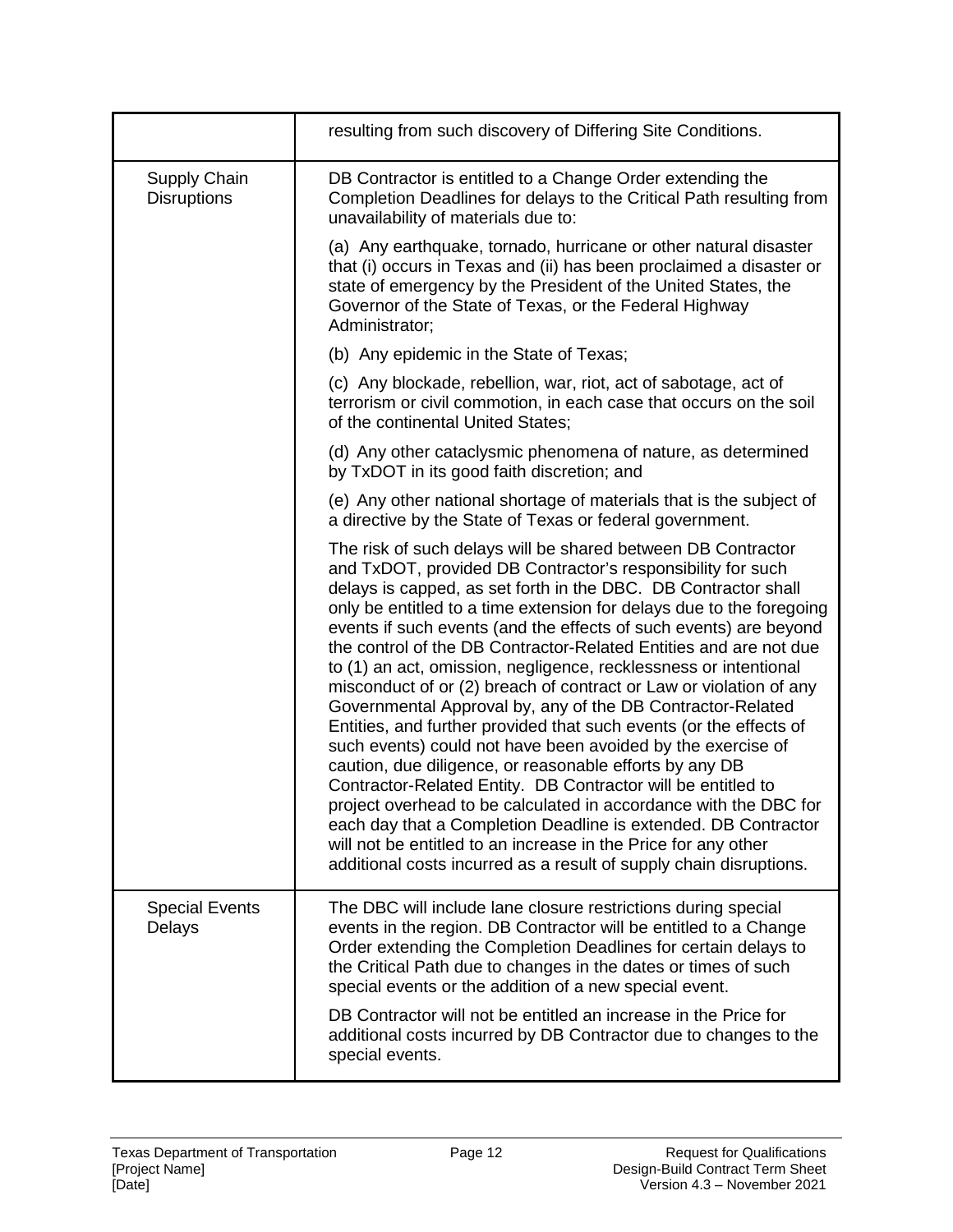| | |
|---|---|
| | resulting from such discovery of Differing Site Conditions. |
| Supply Chain Disruptions | DB Contractor is entitled to a Change Order extending the Completion Deadlines for delays to the Critical Path resulting from unavailability of materials due to:<br><br>(a) Any earthquake, tornado, hurricane or other natural disaster that (i) occurs in Texas and (ii) has been proclaimed a disaster or state of emergency by the President of the United States, the Governor of the State of Texas, or the Federal Highway Administrator;<br><br>(b) Any epidemic in the State of Texas;<br><br>(c) Any blockade, rebellion, war, riot, act of sabotage, act of terrorism or civil commotion, in each case that occurs on the soil of the continental United States;<br><br>(d) Any other cataclysmic phenomena of nature, as determined by TxDOT in its good faith discretion; and<br><br>(e) Any other national shortage of materials that is the subject of a directive by the State of Texas or federal government.<br><br>The risk of such delays will be shared between DB Contractor and TxDOT, provided DB Contractor's responsibility for such delays is capped, as set forth in the DBC. DB Contractor shall only be entitled to a time extension for delays due to the foregoing events if such events (and the effects of such events) are beyond the control of the DB Contractor-Related Entities and are not due to (1) an act, omission, negligence, recklessness or intentional misconduct of or (2) breach of contract or Law or violation of any Governmental Approval by, any of the DB Contractor-Related Entities, and further provided that such events (or the effects of such events) could not have been avoided by the exercise of caution, due diligence, or reasonable efforts by any DB Contractor-Related Entity. DB Contractor will be entitled to project overhead to be calculated in accordance with the DBC for each day that a Completion Deadline is extended. DB Contractor will not be entitled to an increase in the Price for any other additional costs incurred as a result of supply chain disruptions. |
| Special Events Delays | The DBC will include lane closure restrictions during special events in the region. DB Contractor will be entitled to a Change Order extending the Completion Deadlines for certain delays to the Critical Path due to changes in the dates or times of such special events or the addition of a new special event.<br><br>DB Contractor will not be entitled an increase in the Price for additional costs incurred by DB Contractor due to changes to the special events. |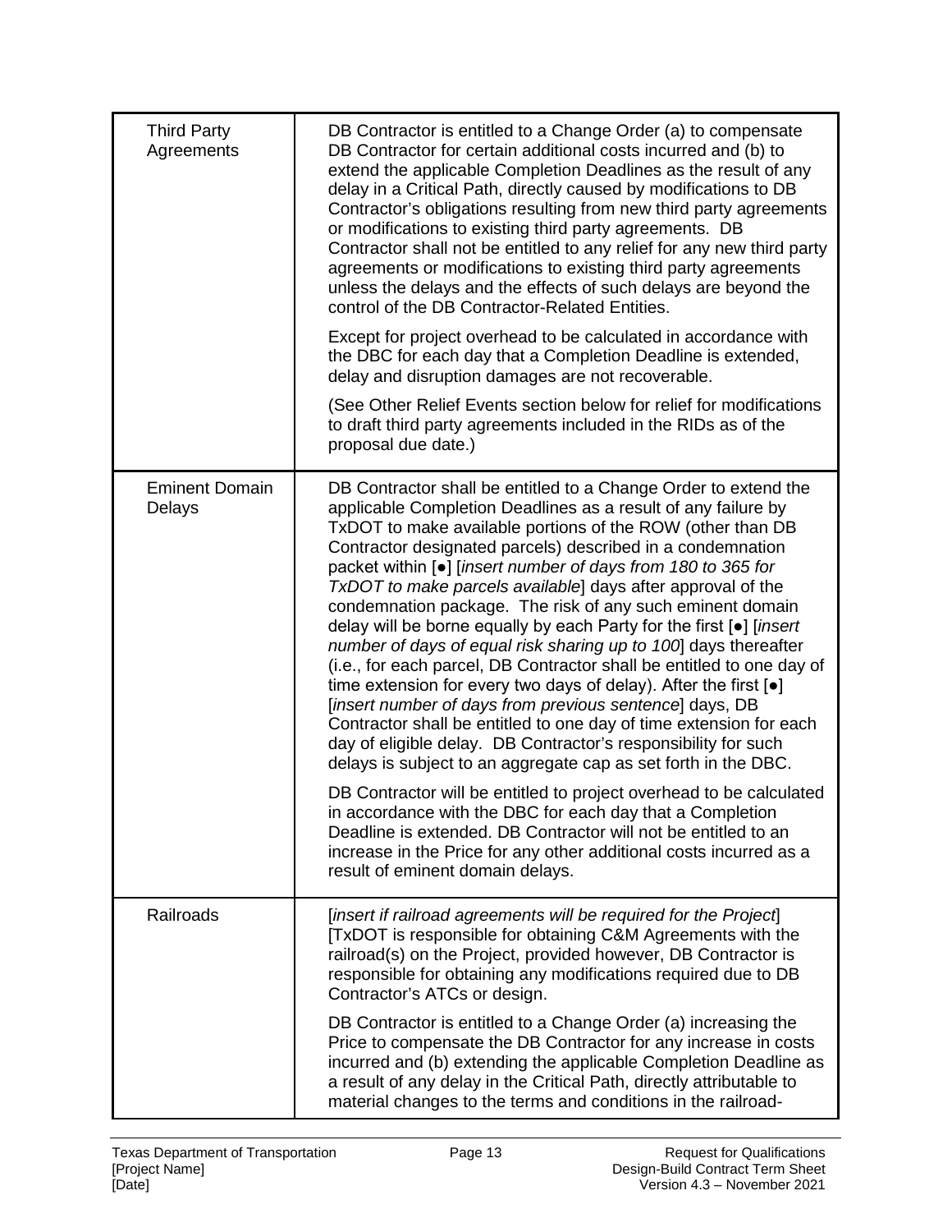| | |
|---|---|
| Third Party Agreements | DB Contractor is entitled to a Change Order (a) to compensate DB Contractor for certain additional costs incurred and (b) to extend the applicable Completion Deadlines as the result of any delay in a Critical Path, directly caused by modifications to DB Contractor's obligations resulting from new third party agreements or modifications to existing third party agreements. DB Contractor shall not be entitled to any relief for any new third party agreements or modifications to existing third party agreements unless the delays and the effects of such delays are beyond the control of the DB Contractor-Related Entities.<br><br>Except for project overhead to be calculated in accordance with the DBC for each day that a Completion Deadline is extended, delay and disruption damages are not recoverable.<br><br>(See Other Relief Events section below for relief for modifications to draft third party agreements included in the RIDs as of the proposal due date.) |
| Eminent Domain Delays | DB Contractor shall be entitled to a Change Order to extend the applicable Completion Deadlines as a result of any failure by TxDOT to make available portions of the ROW (other than DB Contractor designated parcels) described in a condemnation packet within [●] [*insert number of days from 180 to 365 for TxDOT to make parcels available*] days after approval of the condemnation package. The risk of any such eminent domain delay will be borne equally by each Party for the first [●] [*insert number of days of equal risk sharing up to 100*] days thereafter (i.e., for each parcel, DB Contractor shall be entitled to one day of time extension for every two days of delay). After the first [●] [*insert number of days from previous sentence*] days, DB Contractor shall be entitled to one day of time extension for each day of eligible delay. DB Contractor's responsibility for such delays is subject to an aggregate cap as set forth in the DBC.<br><br>DB Contractor will be entitled to project overhead to be calculated in accordance with the DBC for each day that a Completion Deadline is extended. DB Contractor will not be entitled to an increase in the Price for any other additional costs incurred as a result of eminent domain delays. |
| Railroads | [*insert if railroad agreements will be required for the Project*] [TxDOT is responsible for obtaining C&M Agreements with the railroad(s) on the Project, provided however, DB Contractor is responsible for obtaining any modifications required due to DB Contractor's ATCs or design.<br><br>DB Contractor is entitled to a Change Order (a) increasing the Price to compensate the DB Contractor for any increase in costs incurred and (b) extending the applicable Completion Deadline as a result of any delay in the Critical Path, directly attributable to material changes to the terms and conditions in the railroad- |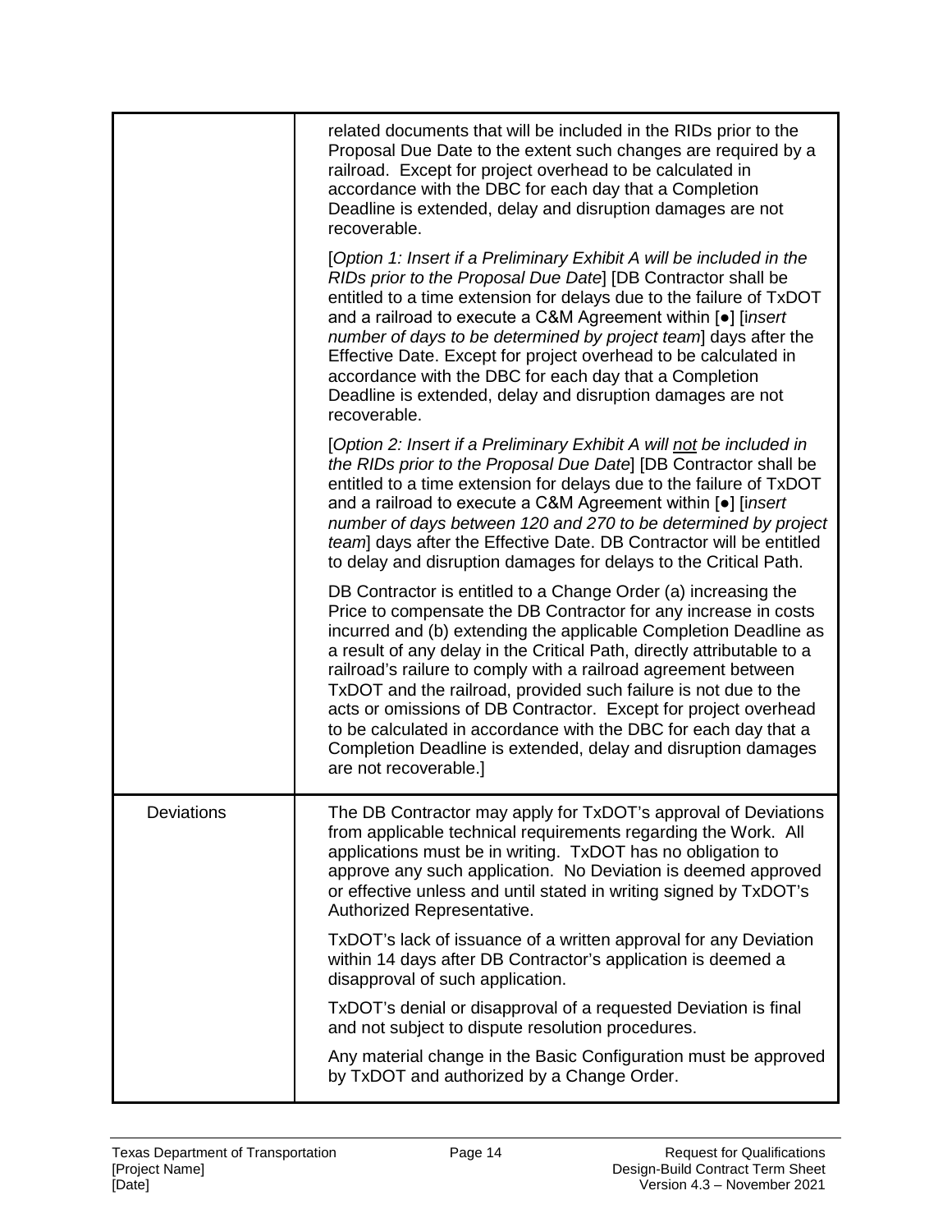| | |
|---|---|
| | related documents that will be included in the RIDs prior to the Proposal Due Date to the extent such changes are required by a railroad. Except for project overhead to be calculated in accordance with the DBC for each day that a Completion Deadline is extended, delay and disruption damages are not recoverable.<br><br>[*Option 1: Insert if a Preliminary Exhibit A will be included in the RIDs prior to the Proposal Due Date*] [DB Contractor shall be entitled to a time extension for delays due to the failure of TxDOT and a railroad to execute a C&M Agreement within [●] [*insert number of days to be determined by project team*] days after the Effective Date. Except for project overhead to be calculated in accordance with the DBC for each day that a Completion Deadline is extended, delay and disruption damages are not recoverable.<br><br>[*Option 2: Insert if a Preliminary Exhibit A will not be included in the RIDs prior to the Proposal Due Date*] [DB Contractor shall be entitled to a time extension for delays due to the failure of TxDOT and a railroad to execute a C&M Agreement within [●] [*insert number of days between 120 and 270 to be determined by project team*] days after the Effective Date. DB Contractor will be entitled to delay and disruption damages for delays to the Critical Path.<br><br>DB Contractor is entitled to a Change Order (a) increasing the Price to compensate the DB Contractor for any increase in costs incurred and (b) extending the applicable Completion Deadline as a result of any delay in the Critical Path, directly attributable to a railroad's railure to comply with a railroad agreement between TxDOT and the railroad, provided such failure is not due to the acts or omissions of DB Contractor. Except for project overhead to be calculated in accordance with the DBC for each day that a Completion Deadline is extended, delay and disruption damages are not recoverable.] |
| Deviations | The DB Contractor may apply for TxDOT's approval of Deviations from applicable technical requirements regarding the Work. All applications must be in writing. TxDOT has no obligation to approve any such application. No Deviation is deemed approved or effective unless and until stated in writing signed by TxDOT's Authorized Representative.<br><br>TxDOT's lack of issuance of a written approval for any Deviation within 14 days after DB Contractor's application is deemed a disapproval of such application.<br><br>TxDOT's denial or disapproval of a requested Deviation is final and not subject to dispute resolution procedures.<br><br>Any material change in the Basic Configuration must be approved by TxDOT and authorized by a Change Order. |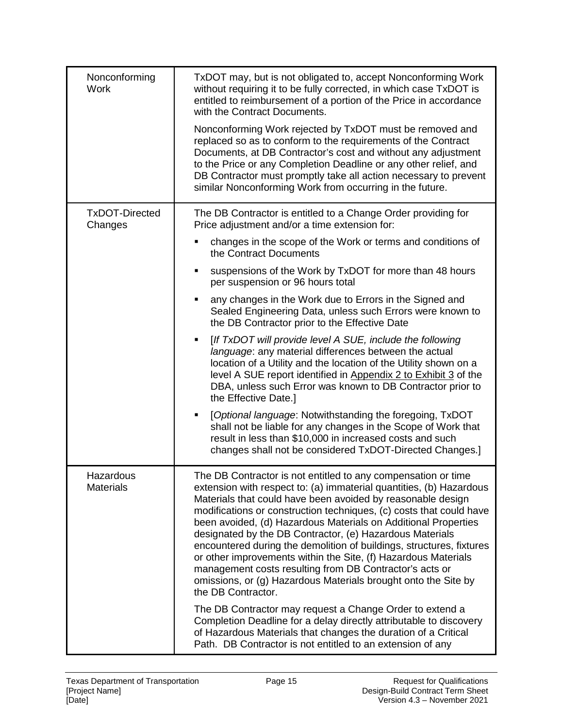| | |
|---|---|
| Nonconforming Work | TxDOT may, but is not obligated to, accept Nonconforming Work without requiring it to be fully corrected, in which case TxDOT is entitled to reimbursement of a portion of the Price in accordance with the Contract Documents.<br><br>Nonconforming Work rejected by TxDOT must be removed and replaced so as to conform to the requirements of the Contract Documents, at DB Contractor's cost and without any adjustment to the Price or any Completion Deadline or any other relief, and DB Contractor must promptly take all action necessary to prevent similar Nonconforming Work from occurring in the future. |
| TxDOT-Directed Changes | The DB Contractor is entitled to a Change Order providing for Price adjustment and/or a time extension for:<br><br>▪ changes in the scope of the Work or terms and conditions of the Contract Documents<br><br>▪ suspensions of the Work by TxDOT for more than 48 hours per suspension or 96 hours total<br><br>▪ any changes in the Work due to Errors in the Signed and Sealed Engineering Data, unless such Errors were known to the DB Contractor prior to the Effective Date<br><br>▪ [*If TxDOT will provide level A SUE, include the following language*: any material differences between the actual location of a Utility and the location of the Utility shown on a level A SUE report identified in Appendix 2 to Exhibit 3 of the DBA, unless such Error was known to DB Contractor prior to the Effective Date.]<br><br>▪ [*Optional language*: Notwithstanding the foregoing, TxDOT shall not be liable for any changes in the Scope of Work that result in less than $10,000 in increased costs and such changes shall not be considered TxDOT-Directed Changes.] |
| Hazardous Materials | The DB Contractor is not entitled to any compensation or time extension with respect to: (a) immaterial quantities, (b) Hazardous Materials that could have been avoided by reasonable design modifications or construction techniques, (c) costs that could have been avoided, (d) Hazardous Materials on Additional Properties designated by the DB Contractor, (e) Hazardous Materials encountered during the demolition of buildings, structures, fixtures or other improvements within the Site, (f) Hazardous Materials management costs resulting from DB Contractor's acts or omissions, or (g) Hazardous Materials brought onto the Site by the DB Contractor.<br><br>The DB Contractor may request a Change Order to extend a Completion Deadline for a delay directly attributable to discovery of Hazardous Materials that changes the duration of a Critical Path. DB Contractor is not entitled to an extension of any |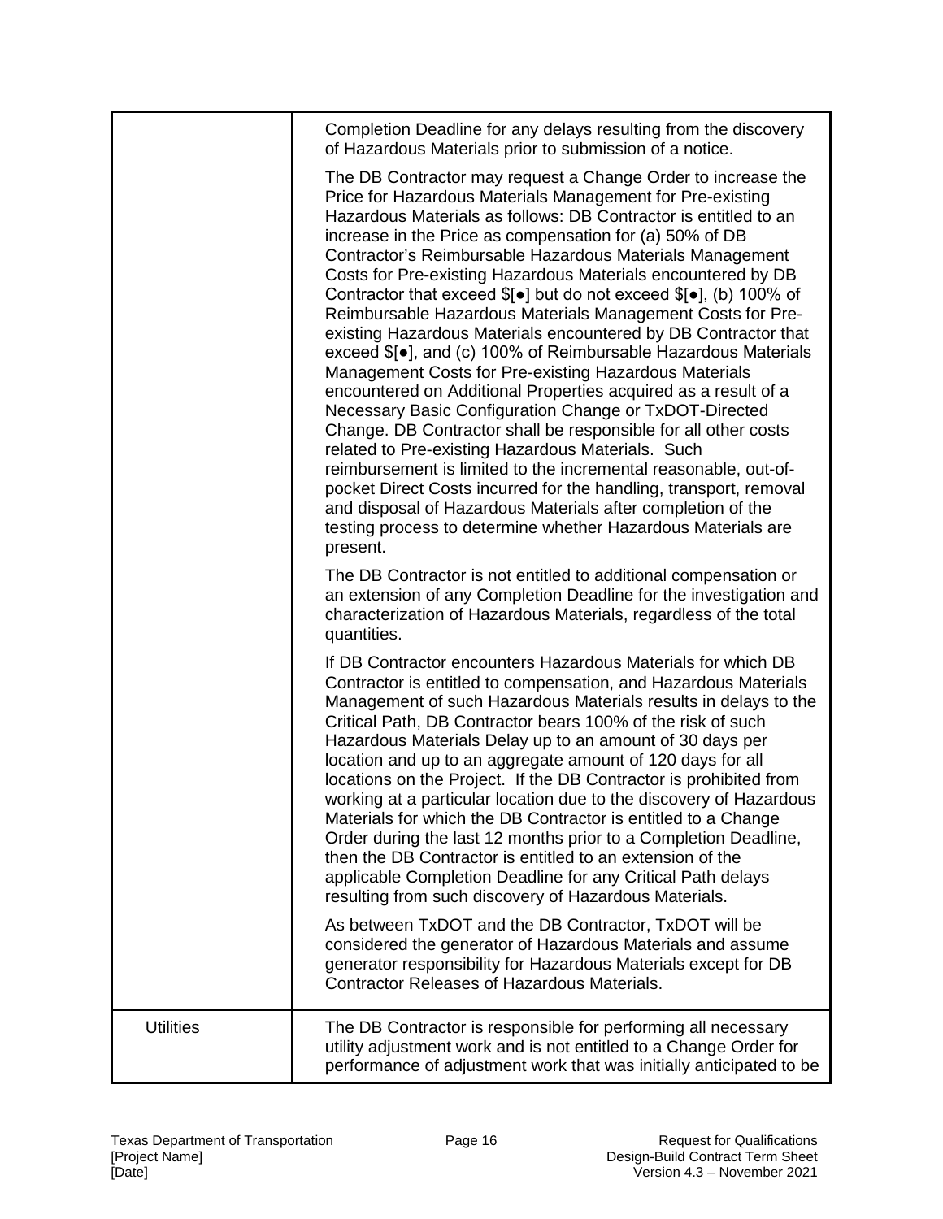| | |
|---|---|
| | Completion Deadline for any delays resulting from the discovery of Hazardous Materials prior to submission of a notice.<br><br>The DB Contractor may request a Change Order to increase the Price for Hazardous Materials Management for Pre-existing Hazardous Materials as follows: DB Contractor is entitled to an increase in the Price as compensation for (a) 50% of DB Contractor's Reimbursable Hazardous Materials Management Costs for Pre-existing Hazardous Materials encountered by DB Contractor that exceed $[●] but do not exceed $[●], (b) 100% of Reimbursable Hazardous Materials Management Costs for Pre-existing Hazardous Materials encountered by DB Contractor that exceed $[●], and (c) 100% of Reimbursable Hazardous Materials Management Costs for Pre-existing Hazardous Materials encountered on Additional Properties acquired as a result of a Necessary Basic Configuration Change or TxDOT-Directed Change. DB Contractor shall be responsible for all other costs related to Pre-existing Hazardous Materials. Such reimbursement is limited to the incremental reasonable, out-of-pocket Direct Costs incurred for the handling, transport, removal and disposal of Hazardous Materials after completion of the testing process to determine whether Hazardous Materials are present.<br><br>The DB Contractor is not entitled to additional compensation or an extension of any Completion Deadline for the investigation and characterization of Hazardous Materials, regardless of the total quantities.<br><br>If DB Contractor encounters Hazardous Materials for which DB Contractor is entitled to compensation, and Hazardous Materials Management of such Hazardous Materials results in delays to the Critical Path, DB Contractor bears 100% of the risk of such Hazardous Materials Delay up to an amount of 30 days per location and up to an aggregate amount of 120 days for all locations on the Project. If the DB Contractor is prohibited from working at a particular location due to the discovery of Hazardous Materials for which the DB Contractor is entitled to a Change Order during the last 12 months prior to a Completion Deadline, then the DB Contractor is entitled to an extension of the applicable Completion Deadline for any Critical Path delays resulting from such discovery of Hazardous Materials.<br><br>As between TxDOT and the DB Contractor, TxDOT will be considered the generator of Hazardous Materials and assume generator responsibility for Hazardous Materials except for DB Contractor Releases of Hazardous Materials. |
| Utilities | The DB Contractor is responsible for performing all necessary utility adjustment work and is not entitled to a Change Order for performance of adjustment work that was initially anticipated to be |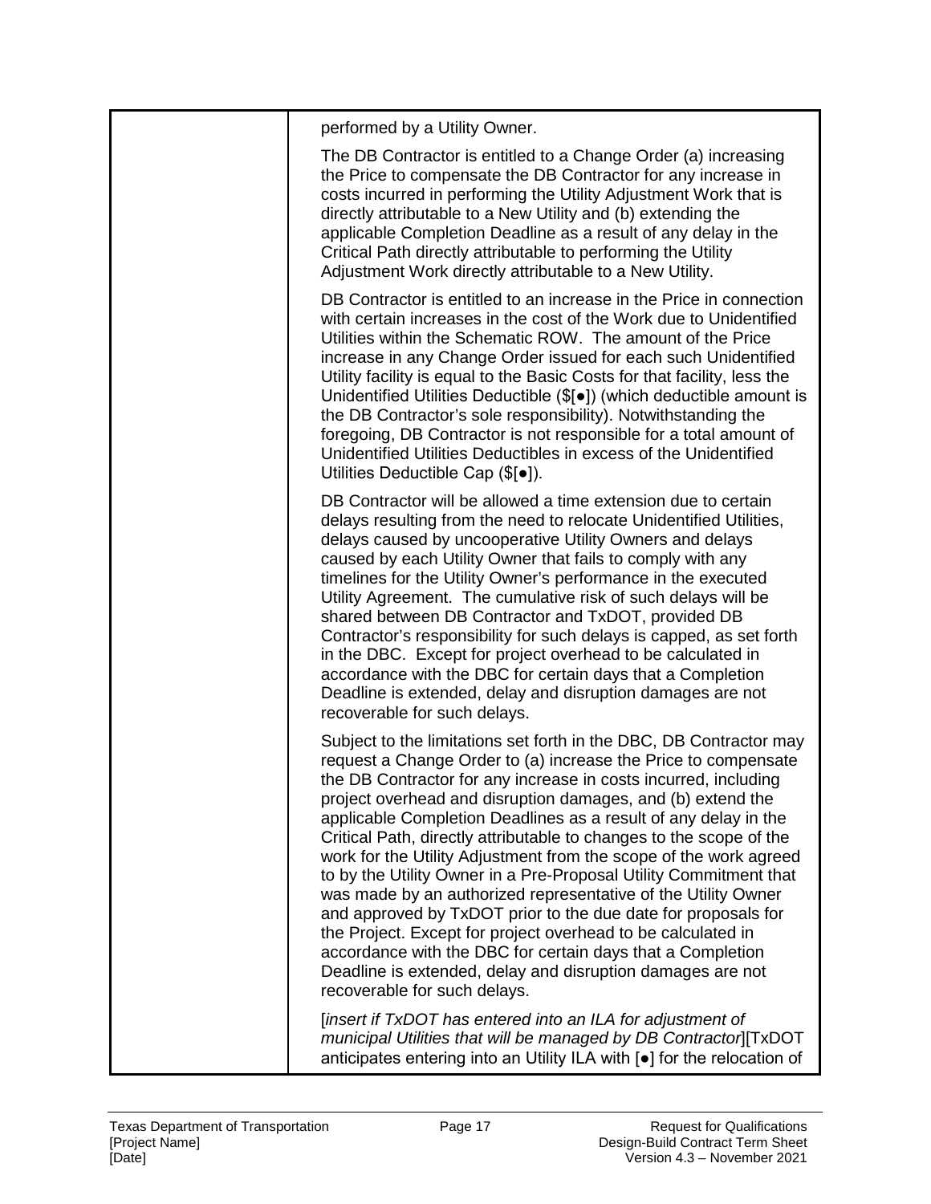| | performed by a Utility Owner.<br><br>The DB Contractor is entitled to a Change Order (a) increasing the Price to compensate the DB Contractor for any increase in costs incurred in performing the Utility Adjustment Work that is directly attributable to a New Utility and (b) extending the applicable Completion Deadline as a result of any delay in the Critical Path directly attributable to performing the Utility Adjustment Work directly attributable to a New Utility.<br><br>DB Contractor is entitled to an increase in the Price in connection with certain increases in the cost of the Work due to Unidentified Utilities within the Schematic ROW. The amount of the Price increase in any Change Order issued for each such Unidentified Utility facility is equal to the Basic Costs for that facility, less the Unidentified Utilities Deductible ($[●]) (which deductible amount is the DB Contractor's sole responsibility). Notwithstanding the foregoing, DB Contractor is not responsible for a total amount of Unidentified Utilities Deductibles in excess of the Unidentified Utilities Deductible Cap ($[●]).<br><br>DB Contractor will be allowed a time extension due to certain delays resulting from the need to relocate Unidentified Utilities, delays caused by uncooperative Utility Owners and delays caused by each Utility Owner that fails to comply with any timelines for the Utility Owner's performance in the executed Utility Agreement. The cumulative risk of such delays will be shared between DB Contractor and TxDOT, provided DB Contractor's responsibility for such delays is capped, as set forth in the DBC. Except for project overhead to be calculated in accordance with the DBC for certain days that a Completion Deadline is extended, delay and disruption damages are not recoverable for such delays.<br><br>Subject to the limitations set forth in the DBC, DB Contractor may request a Change Order to (a) increase the Price to compensate the DB Contractor for any increase in costs incurred, including project overhead and disruption damages, and (b) extend the applicable Completion Deadlines as a result of any delay in the Critical Path, directly attributable to changes to the scope of the work for the Utility Adjustment from the scope of the work agreed to by the Utility Owner in a Pre-Proposal Utility Commitment that was made by an authorized representative of the Utility Owner and approved by TxDOT prior to the due date for proposals for the Project. Except for project overhead to be calculated in accordance with the DBC for certain days that a Completion Deadline is extended, delay and disruption damages are not recoverable for such delays.<br><br>[*insert if TxDOT has entered into an ILA for adjustment of municipal Utilities that will be managed by DB Contractor*][TxDOT anticipates entering into an Utility ILA with [●] for the relocation of |
|---|---|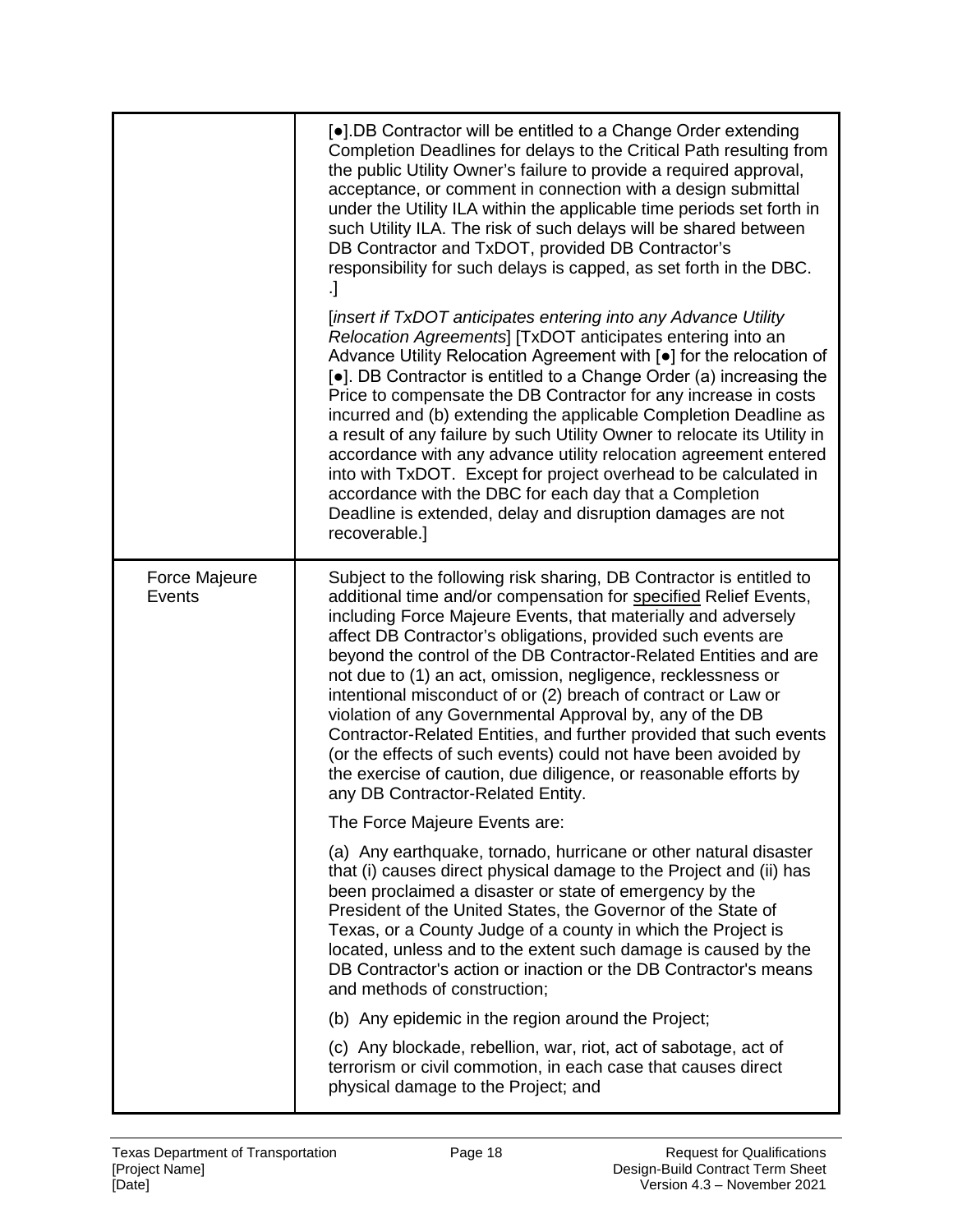| | |
|---|---|
| | [●].DB Contractor will be entitled to a Change Order extending Completion Deadlines for delays to the Critical Path resulting from the public Utility Owner's failure to provide a required approval, acceptance, or comment in connection with a design submittal under the Utility ILA within the applicable time periods set forth in such Utility ILA. The risk of such delays will be shared between DB Contractor and TxDOT, provided DB Contractor's responsibility for such delays is capped, as set forth in the DBC. .]<br><br>[*insert if TxDOT anticipates entering into any Advance Utility Relocation Agreements*] [TxDOT anticipates entering into an Advance Utility Relocation Agreement with [●] for the relocation of [●]. DB Contractor is entitled to a Change Order (a) increasing the Price to compensate the DB Contractor for any increase in costs incurred and (b) extending the applicable Completion Deadline as a result of any failure by such Utility Owner to relocate its Utility in accordance with any advance utility relocation agreement entered into with TxDOT. Except for project overhead to be calculated in accordance with the DBC for each day that a Completion Deadline is extended, delay and disruption damages are not recoverable.] |
| Force Majeure Events | Subject to the following risk sharing, DB Contractor is entitled to additional time and/or compensation for <u>specified</u> Relief Events, including Force Majeure Events, that materially and adversely affect DB Contractor's obligations, provided such events are beyond the control of the DB Contractor-Related Entities and are not due to (1) an act, omission, negligence, recklessness or intentional misconduct of or (2) breach of contract or Law or violation of any Governmental Approval by, any of the DB Contractor-Related Entities, and further provided that such events (or the effects of such events) could not have been avoided by the exercise of caution, due diligence, or reasonable efforts by any DB Contractor-Related Entity.<br><br>The Force Majeure Events are:<br><br>(a) Any earthquake, tornado, hurricane or other natural disaster that (i) causes direct physical damage to the Project and (ii) has been proclaimed a disaster or state of emergency by the President of the United States, the Governor of the State of Texas, or a County Judge of a county in which the Project is located, unless and to the extent such damage is caused by the DB Contractor's action or inaction or the DB Contractor's means and methods of construction;<br><br>(b) Any epidemic in the region around the Project;<br><br>(c) Any blockade, rebellion, war, riot, act of sabotage, act of terrorism or civil commotion, in each case that causes direct physical damage to the Project; and |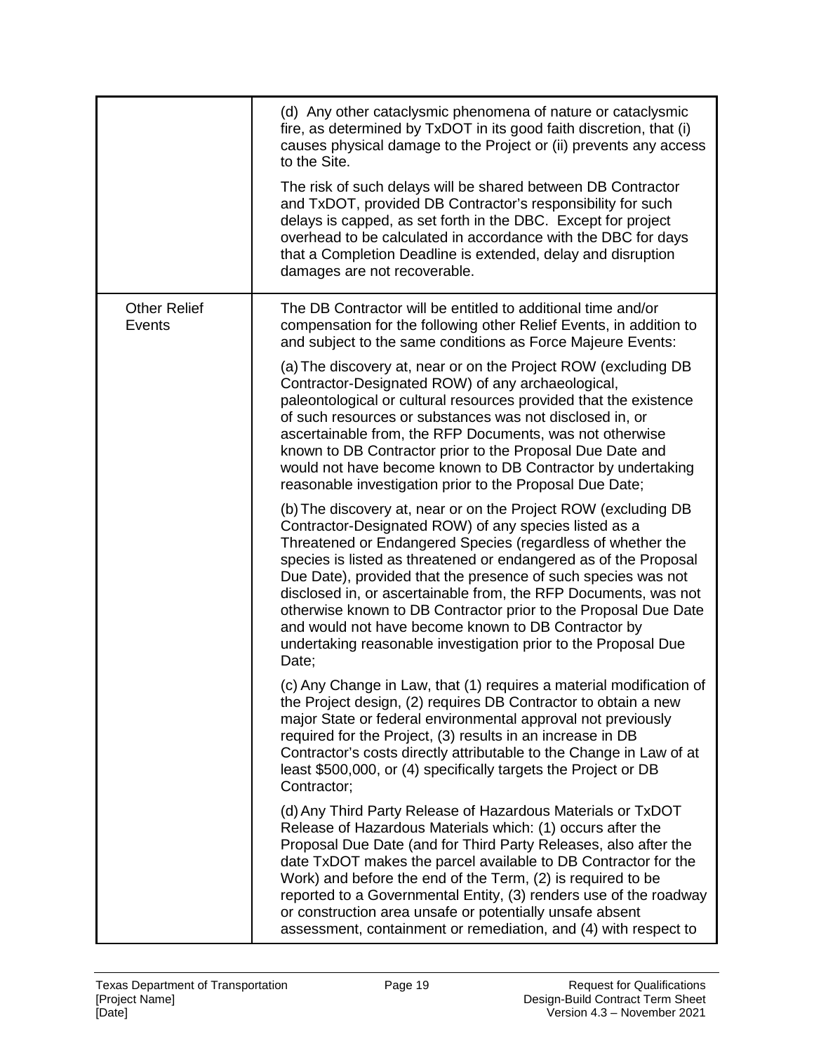| | |
|---|---|
| | (d) Any other cataclysmic phenomena of nature or cataclysmic fire, as determined by TxDOT in its good faith discretion, that (i) causes physical damage to the Project or (ii) prevents any access to the Site.<br><br>The risk of such delays will be shared between DB Contractor and TxDOT, provided DB Contractor's responsibility for such delays is capped, as set forth in the DBC. Except for project overhead to be calculated in accordance with the DBC for days that a Completion Deadline is extended, delay and disruption damages are not recoverable. |
| Other Relief Events | The DB Contractor will be entitled to additional time and/or compensation for the following other Relief Events, in addition to and subject to the same conditions as Force Majeure Events:<br><br>(a) The discovery at, near or on the Project ROW (excluding DB Contractor-Designated ROW) of any archaeological, paleontological or cultural resources provided that the existence of such resources or substances was not disclosed in, or ascertainable from, the RFP Documents, was not otherwise known to DB Contractor prior to the Proposal Due Date and would not have become known to DB Contractor by undertaking reasonable investigation prior to the Proposal Due Date;<br><br>(b) The discovery at, near or on the Project ROW (excluding DB Contractor-Designated ROW) of any species listed as a Threatened or Endangered Species (regardless of whether the species is listed as threatened or endangered as of the Proposal Due Date), provided that the presence of such species was not disclosed in, or ascertainable from, the RFP Documents, was not otherwise known to DB Contractor prior to the Proposal Due Date and would not have become known to DB Contractor by undertaking reasonable investigation prior to the Proposal Due Date;<br><br>(c) Any Change in Law, that (1) requires a material modification of the Project design, (2) requires DB Contractor to obtain a new major State or federal environmental approval not previously required for the Project, (3) results in an increase in DB Contractor's costs directly attributable to the Change in Law of at least \$500,000, or (4) specifically targets the Project or DB Contractor;<br><br>(d) Any Third Party Release of Hazardous Materials or TxDOT Release of Hazardous Materials which: (1) occurs after the Proposal Due Date (and for Third Party Releases, also after the date TxDOT makes the parcel available to DB Contractor for the Work) and before the end of the Term, (2) is required to be reported to a Governmental Entity, (3) renders use of the roadway or construction area unsafe or potentially unsafe absent assessment, containment or remediation, and (4) with respect to |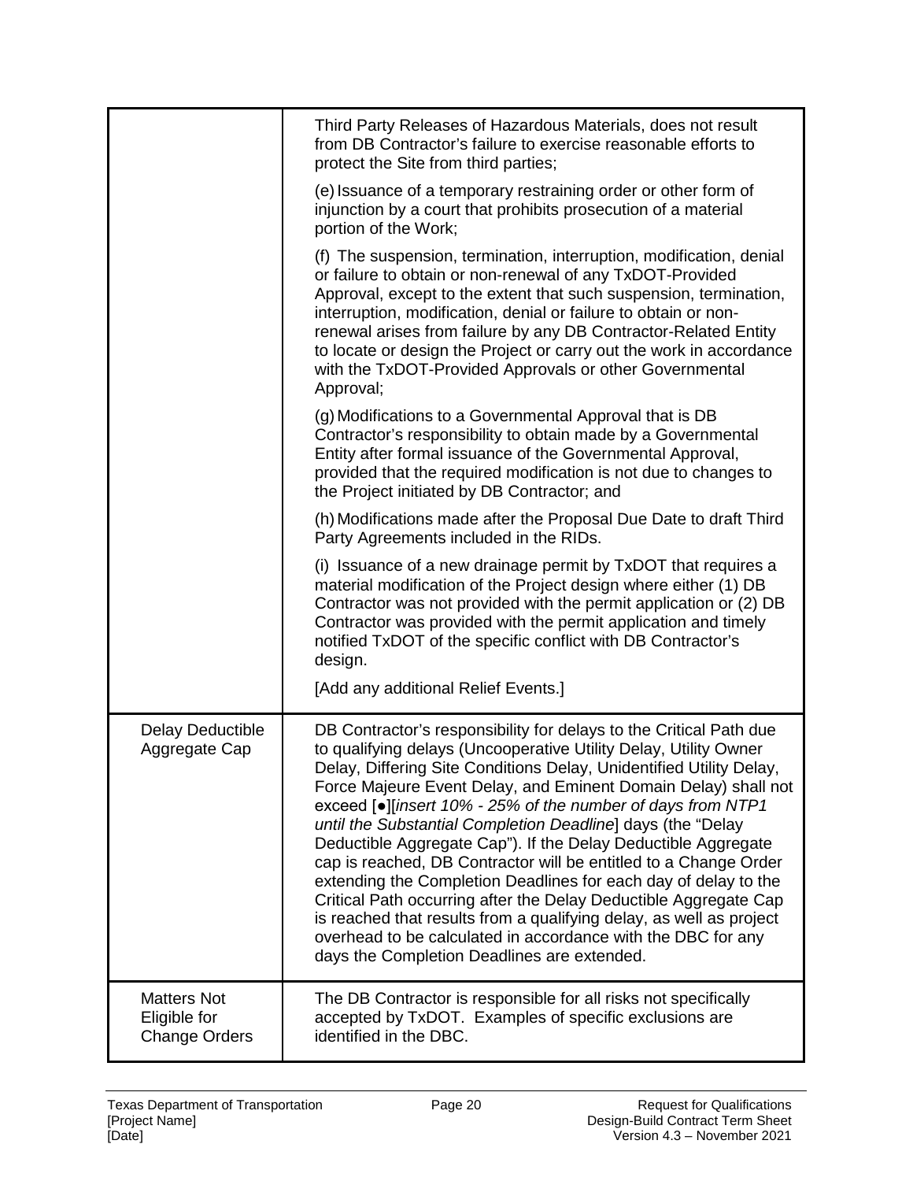| | |
|---|---|
| | Third Party Releases of Hazardous Materials, does not result from DB Contractor's failure to exercise reasonable efforts to protect the Site from third parties;<br><br>(e) Issuance of a temporary restraining order or other form of injunction by a court that prohibits prosecution of a material portion of the Work;<br><br>(f) The suspension, termination, interruption, modification, denial or failure to obtain or non-renewal of any TxDOT-Provided Approval, except to the extent that such suspension, termination, interruption, modification, denial or failure to obtain or non-renewal arises from failure by any DB Contractor-Related Entity to locate or design the Project or carry out the work in accordance with the TxDOT-Provided Approvals or other Governmental Approval;<br><br>(g) Modifications to a Governmental Approval that is DB Contractor's responsibility to obtain made by a Governmental Entity after formal issuance of the Governmental Approval, provided that the required modification is not due to changes to the Project initiated by DB Contractor; and<br><br>(h) Modifications made after the Proposal Due Date to draft Third Party Agreements included in the RIDs.<br><br>(i) Issuance of a new drainage permit by TxDOT that requires a material modification of the Project design where either (1) DB Contractor was not provided with the permit application or (2) DB Contractor was provided with the permit application and timely notified TxDOT of the specific conflict with DB Contractor's design.<br><br>[Add any additional Relief Events.] |
| Delay Deductible Aggregate Cap | DB Contractor's responsibility for delays to the Critical Path due to qualifying delays (Uncooperative Utility Delay, Utility Owner Delay, Differing Site Conditions Delay, Unidentified Utility Delay, Force Majeure Event Delay, and Eminent Domain Delay) shall not exceed [●][*insert 10% - 25% of the number of days from NTP1 until the Substantial Completion Deadline*] days (the "Delay Deductible Aggregate Cap"). If the Delay Deductible Aggregate cap is reached, DB Contractor will be entitled to a Change Order extending the Completion Deadlines for each day of delay to the Critical Path occurring after the Delay Deductible Aggregate Cap is reached that results from a qualifying delay, as well as project overhead to be calculated in accordance with the DBC for any days the Completion Deadlines are extended. |
| Matters Not Eligible for Change Orders | The DB Contractor is responsible for all risks not specifically accepted by TxDOT. Examples of specific exclusions are identified in the DBC. |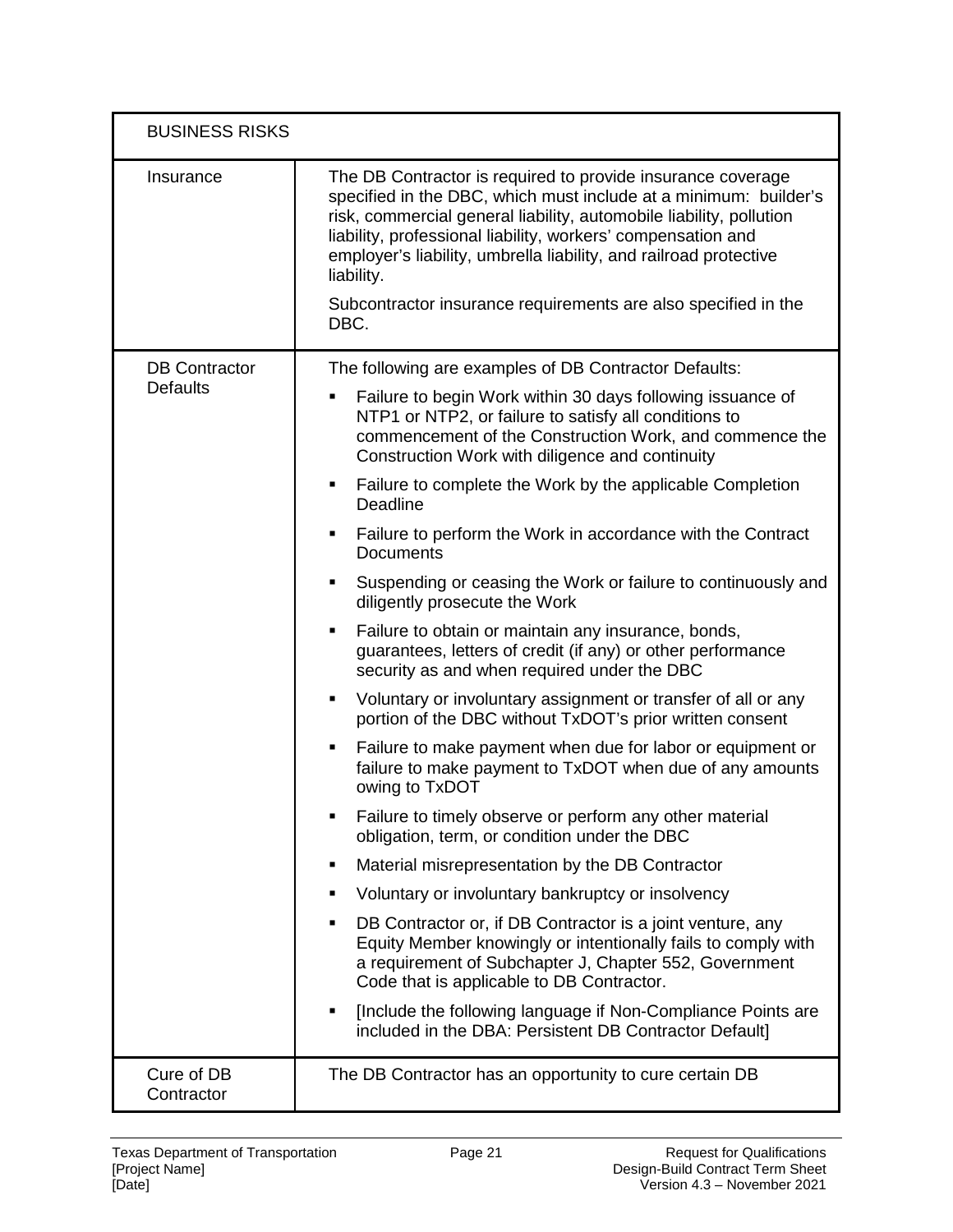| BUSINESS RISKS | |
|---|---|
| Insurance | The DB Contractor is required to provide insurance coverage specified in the DBC, which must include at a minimum: builder's risk, commercial general liability, automobile liability, pollution liability, professional liability, workers' compensation and employer's liability, umbrella liability, and railroad protective liability.<br><br>Subcontractor insurance requirements are also specified in the DBC. |
| DB Contractor Defaults | The following are examples of DB Contractor Defaults:<br><br>▪ Failure to begin Work within 30 days following issuance of NTP1 or NTP2, or failure to satisfy all conditions to commencement of the Construction Work, and commence the Construction Work with diligence and continuity<br>▪ Failure to complete the Work by the applicable Completion Deadline<br>▪ Failure to perform the Work in accordance with the Contract Documents<br>▪ Suspending or ceasing the Work or failure to continuously and diligently prosecute the Work<br>▪ Failure to obtain or maintain any insurance, bonds, guarantees, letters of credit (if any) or other performance security as and when required under the DBC<br>▪ Voluntary or involuntary assignment or transfer of all or any portion of the DBC without TxDOT's prior written consent<br>▪ Failure to make payment when due for labor or equipment or failure to make payment to TxDOT when due of any amounts owing to TxDOT<br>▪ Failure to timely observe or perform any other material obligation, term, or condition under the DBC<br>▪ Material misrepresentation by the DB Contractor<br>▪ Voluntary or involuntary bankruptcy or insolvency<br>▪ DB Contractor or, if DB Contractor is a joint venture, any Equity Member knowingly or intentionally fails to comply with a requirement of Subchapter J, Chapter 552, Government Code that is applicable to DB Contractor.<br>▪ [Include the following language if Non-Compliance Points are included in the DBA: Persistent DB Contractor Default] |
| Cure of DB Contractor | The DB Contractor has an opportunity to cure certain DB |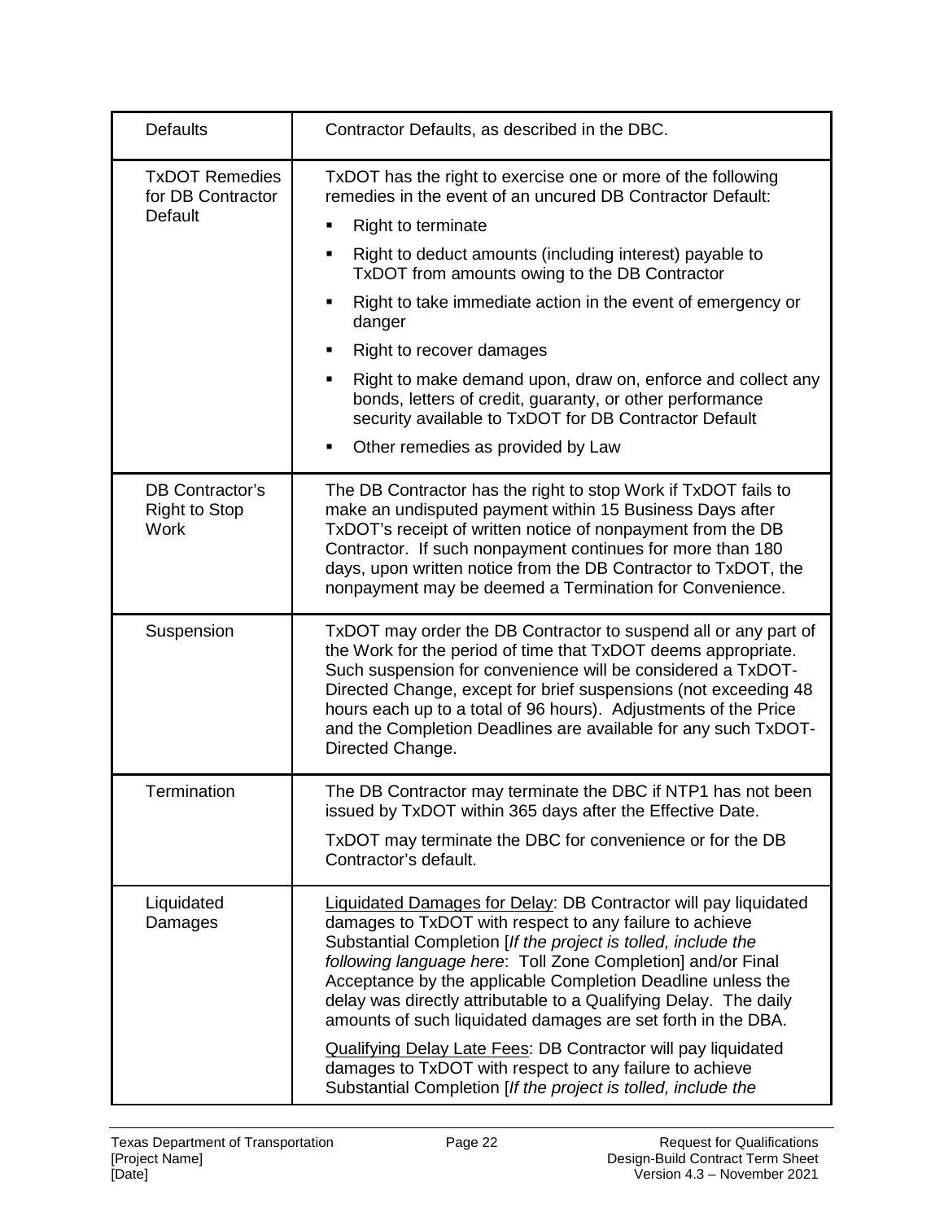| Defaults | Contractor Defaults, as described in the DBC. |
|---|---|
| TxDOT Remedies for DB Contractor Default | TxDOT has the right to exercise one or more of the following remedies in the event of an uncured DB Contractor Default:<br>▪ Right to terminate<br>▪ Right to deduct amounts (including interest) payable to TxDOT from amounts owing to the DB Contractor<br>▪ Right to take immediate action in the event of emergency or danger<br>▪ Right to recover damages<br>▪ Right to make demand upon, draw on, enforce and collect any bonds, letters of credit, guaranty, or other performance security available to TxDOT for DB Contractor Default<br>▪ Other remedies as provided by Law |
| DB Contractor's Right to Stop Work | The DB Contractor has the right to stop Work if TxDOT fails to make an undisputed payment within 15 Business Days after TxDOT's receipt of written notice of nonpayment from the DB Contractor. If such nonpayment continues for more than 180 days, upon written notice from the DB Contractor to TxDOT, the nonpayment may be deemed a Termination for Convenience. |
| Suspension | TxDOT may order the DB Contractor to suspend all or any part of the Work for the period of time that TxDOT deems appropriate. Such suspension for convenience will be considered a TxDOT-Directed Change, except for brief suspensions (not exceeding 48 hours each up to a total of 96 hours). Adjustments of the Price and the Completion Deadlines are available for any such TxDOT-Directed Change. |
| Termination | The DB Contractor may terminate the DBC if NTP1 has not been issued by TxDOT within 365 days after the Effective Date.<br><br>TxDOT may terminate the DBC for convenience or for the DB Contractor's default. |
| Liquidated Damages | <u>Liquidated Damages for Delay</u>: DB Contractor will pay liquidated damages to TxDOT with respect to any failure to achieve Substantial Completion [*If the project is tolled, include the following language here*: Toll Zone Completion] and/or Final Acceptance by the applicable Completion Deadline unless the delay was directly attributable to a Qualifying Delay. The daily amounts of such liquidated damages are set forth in the DBA.<br><br><u>Qualifying Delay Late Fees</u>: DB Contractor will pay liquidated damages to TxDOT with respect to any failure to achieve Substantial Completion [*If the project is tolled, include the* |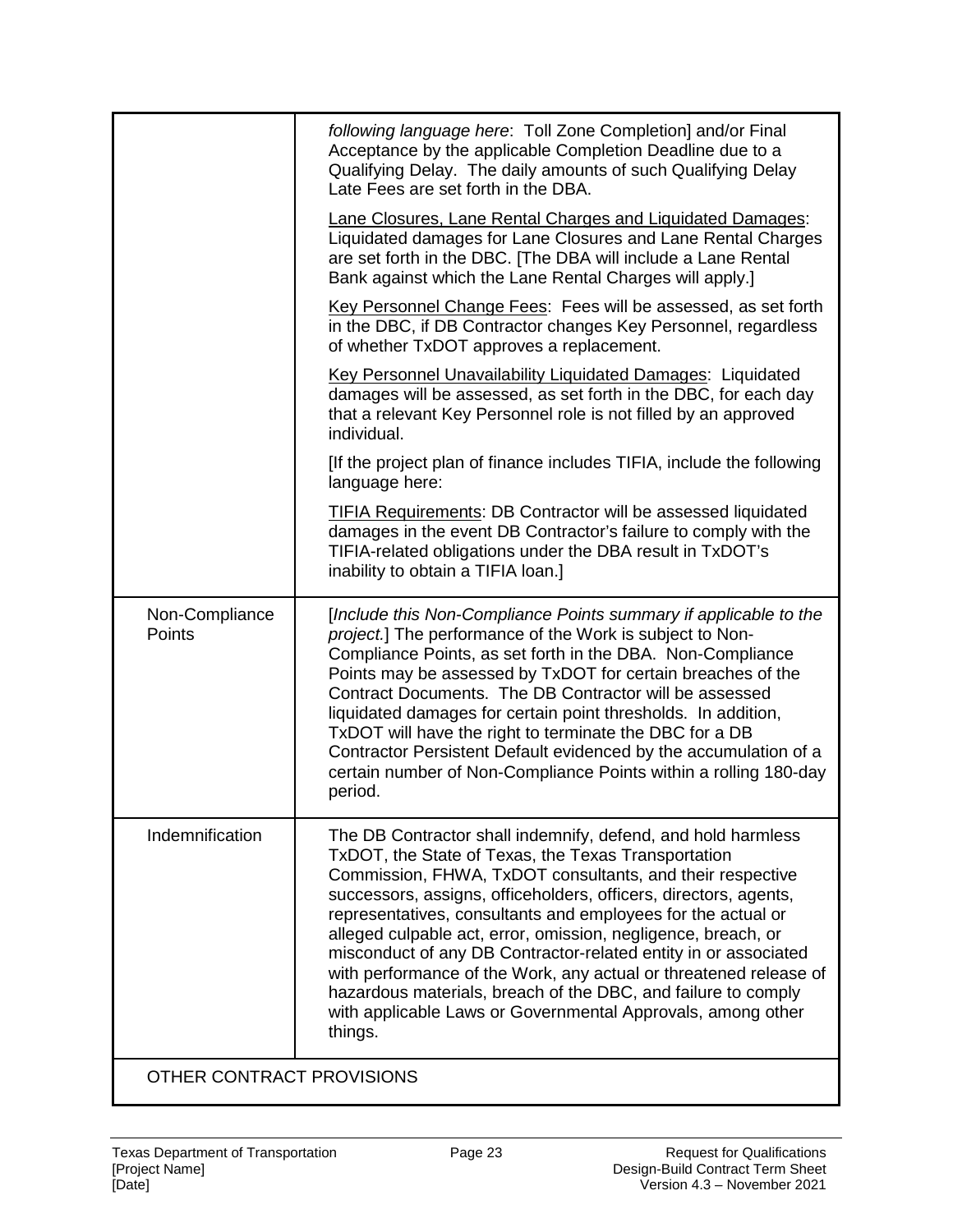| | |
|---|---|
| | *following language here*: Toll Zone Completion] and/or Final Acceptance by the applicable Completion Deadline due to a Qualifying Delay. The daily amounts of such Qualifying Delay Late Fees are set forth in the DBA.<br><br><u>Lane Closures, Lane Rental Charges and Liquidated Damages</u>: Liquidated damages for Lane Closures and Lane Rental Charges are set forth in the DBC. [The DBA will include a Lane Rental Bank against which the Lane Rental Charges will apply.]<br><br><u>Key Personnel Change Fees</u>: Fees will be assessed, as set forth in the DBC, if DB Contractor changes Key Personnel, regardless of whether TxDOT approves a replacement.<br><br><u>Key Personnel Unavailability Liquidated Damages</u>: Liquidated damages will be assessed, as set forth in the DBC, for each day that a relevant Key Personnel role is not filled by an approved individual.<br><br>[If the project plan of finance includes TIFIA, include the following language here:<br><br><u>TIFIA Requirements</u>: DB Contractor will be assessed liquidated damages in the event DB Contractor's failure to comply with the TIFIA-related obligations under the DBA result in TxDOT's inability to obtain a TIFIA loan.] |
| Non-Compliance Points | [*Include this Non-Compliance Points summary if applicable to the project.*] The performance of the Work is subject to Non-Compliance Points, as set forth in the DBA. Non-Compliance Points may be assessed by TxDOT for certain breaches of the Contract Documents. The DB Contractor will be assessed liquidated damages for certain point thresholds. In addition, TxDOT will have the right to terminate the DBC for a DB Contractor Persistent Default evidenced by the accumulation of a certain number of Non-Compliance Points within a rolling 180-day period. |
| Indemnification | The DB Contractor shall indemnify, defend, and hold harmless TxDOT, the State of Texas, the Texas Transportation Commission, FHWA, TxDOT consultants, and their respective successors, assigns, officeholders, officers, directors, agents, representatives, consultants and employees for the actual or alleged culpable act, error, omission, negligence, breach, or misconduct of any DB Contractor-related entity in or associated with performance of the Work, any actual or threatened release of hazardous materials, breach of the DBC, and failure to comply with applicable Laws or Governmental Approvals, among other things. |
| OTHER CONTRACT PROVISIONS | |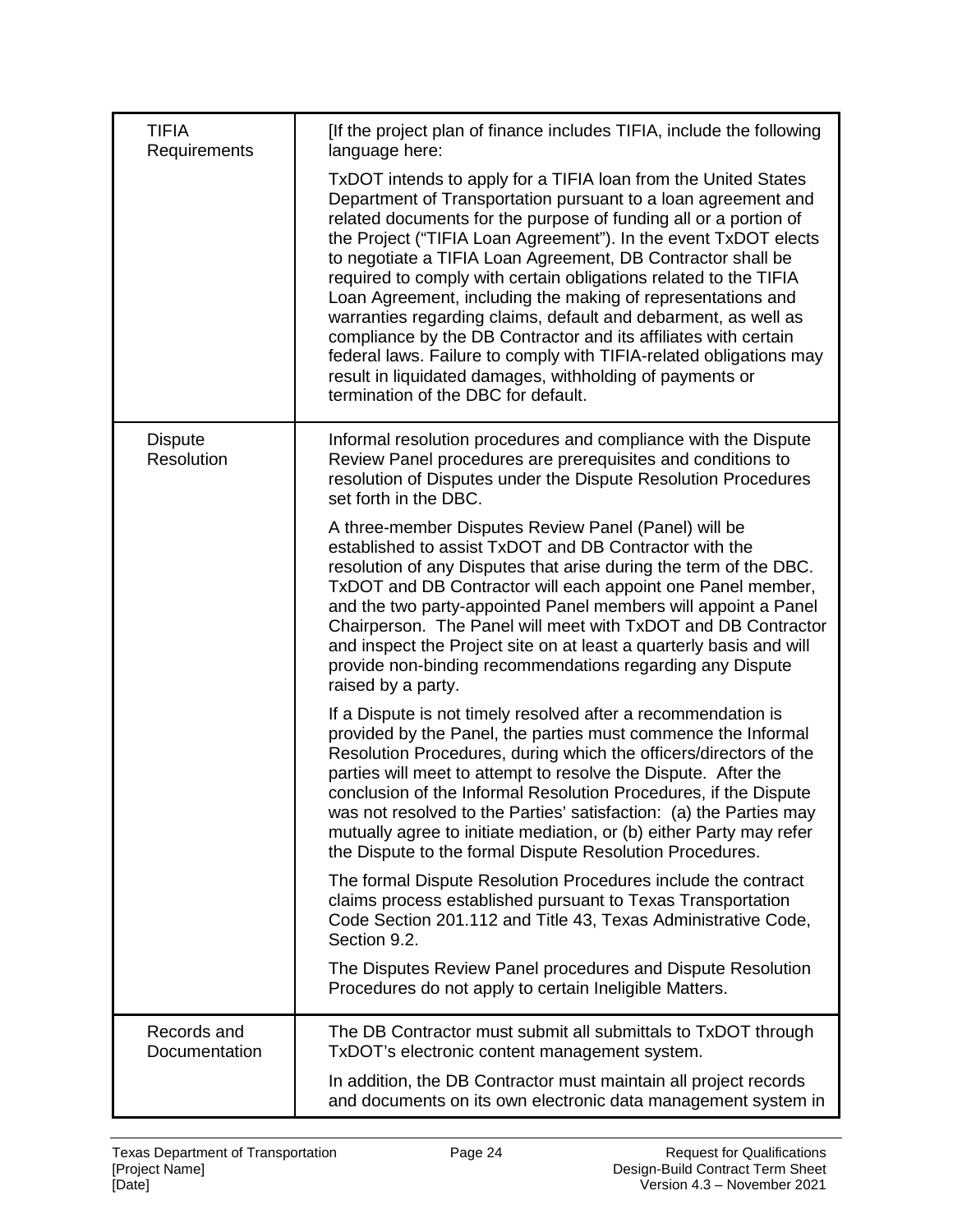| | |
|---|---|
| TIFIA Requirements | [If the project plan of finance includes TIFIA, include the following language here:<br><br>TxDOT intends to apply for a TIFIA loan from the United States Department of Transportation pursuant to a loan agreement and related documents for the purpose of funding all or a portion of the Project ("TIFIA Loan Agreement"). In the event TxDOT elects to negotiate a TIFIA Loan Agreement, DB Contractor shall be required to comply with certain obligations related to the TIFIA Loan Agreement, including the making of representations and warranties regarding claims, default and debarment, as well as compliance by the DB Contractor and its affiliates with certain federal laws. Failure to comply with TIFIA-related obligations may result in liquidated damages, withholding of payments or termination of the DBC for default. |
| Dispute Resolution | Informal resolution procedures and compliance with the Dispute Review Panel procedures are prerequisites and conditions to resolution of Disputes under the Dispute Resolution Procedures set forth in the DBC.<br><br>A three-member Disputes Review Panel (Panel) will be established to assist TxDOT and DB Contractor with the resolution of any Disputes that arise during the term of the DBC. TxDOT and DB Contractor will each appoint one Panel member, and the two party-appointed Panel members will appoint a Panel Chairperson. The Panel will meet with TxDOT and DB Contractor and inspect the Project site on at least a quarterly basis and will provide non-binding recommendations regarding any Dispute raised by a party.<br><br>If a Dispute is not timely resolved after a recommendation is provided by the Panel, the parties must commence the Informal Resolution Procedures, during which the officers/directors of the parties will meet to attempt to resolve the Dispute. After the conclusion of the Informal Resolution Procedures, if the Dispute was not resolved to the Parties' satisfaction: (a) the Parties may mutually agree to initiate mediation, or (b) either Party may refer the Dispute to the formal Dispute Resolution Procedures.<br><br>The formal Dispute Resolution Procedures include the contract claims process established pursuant to Texas Transportation Code Section 201.112 and Title 43, Texas Administrative Code, Section 9.2.<br><br>The Disputes Review Panel procedures and Dispute Resolution Procedures do not apply to certain Ineligible Matters. |
| Records and Documentation | The DB Contractor must submit all submittals to TxDOT through TxDOT's electronic content management system.<br><br>In addition, the DB Contractor must maintain all project records and documents on its own electronic data management system in |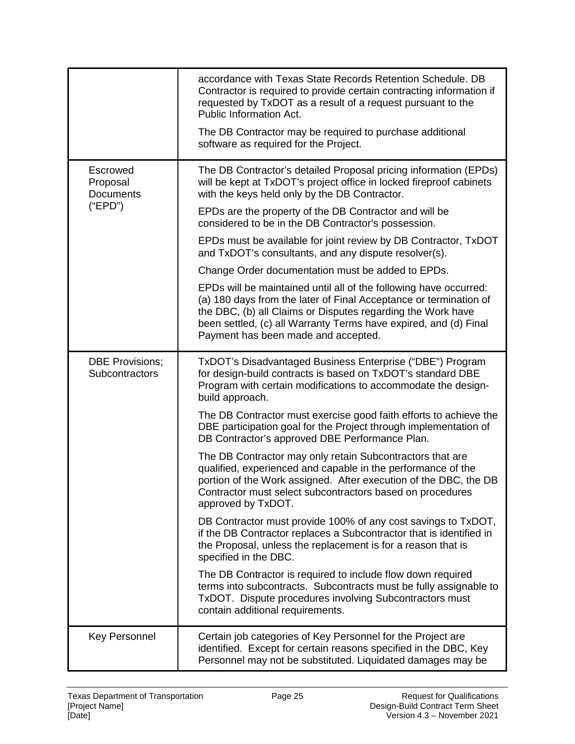| | |
|---|---|
| | accordance with Texas State Records Retention Schedule. DB Contractor is required to provide certain contracting information if requested by TxDOT as a result of a request pursuant to the Public Information Act.<br><br>The DB Contractor may be required to purchase additional software as required for the Project. |
| Escrowed Proposal Documents ("EPD") | The DB Contractor's detailed Proposal pricing information (EPDs) will be kept at TxDOT's project office in locked fireproof cabinets with the keys held only by the DB Contractor.<br><br>EPDs are the property of the DB Contractor and will be considered to be in the DB Contractor's possession.<br><br>EPDs must be available for joint review by DB Contractor, TxDOT and TxDOT's consultants, and any dispute resolver(s).<br><br>Change Order documentation must be added to EPDs.<br><br>EPDs will be maintained until all of the following have occurred: (a) 180 days from the later of Final Acceptance or termination of the DBC, (b) all Claims or Disputes regarding the Work have been settled, (c) all Warranty Terms have expired, and (d) Final Payment has been made and accepted. |
| DBE Provisions; Subcontractors | TxDOT's Disadvantaged Business Enterprise ("DBE") Program for design-build contracts is based on TxDOT's standard DBE Program with certain modifications to accommodate the design-build approach.<br><br>The DB Contractor must exercise good faith efforts to achieve the DBE participation goal for the Project through implementation of DB Contractor's approved DBE Performance Plan.<br><br>The DB Contractor may only retain Subcontractors that are qualified, experienced and capable in the performance of the portion of the Work assigned. After execution of the DBC, the DB Contractor must select subcontractors based on procedures approved by TxDOT.<br><br>DB Contractor must provide 100% of any cost savings to TxDOT, if the DB Contractor replaces a Subcontractor that is identified in the Proposal, unless the replacement is for a reason that is specified in the DBC.<br><br>The DB Contractor is required to include flow down required terms into subcontracts. Subcontracts must be fully assignable to TxDOT. Dispute procedures involving Subcontractors must contain additional requirements. |
| Key Personnel | Certain job categories of Key Personnel for the Project are identified. Except for certain reasons specified in the DBC, Key Personnel may not be substituted. Liquidated damages may be |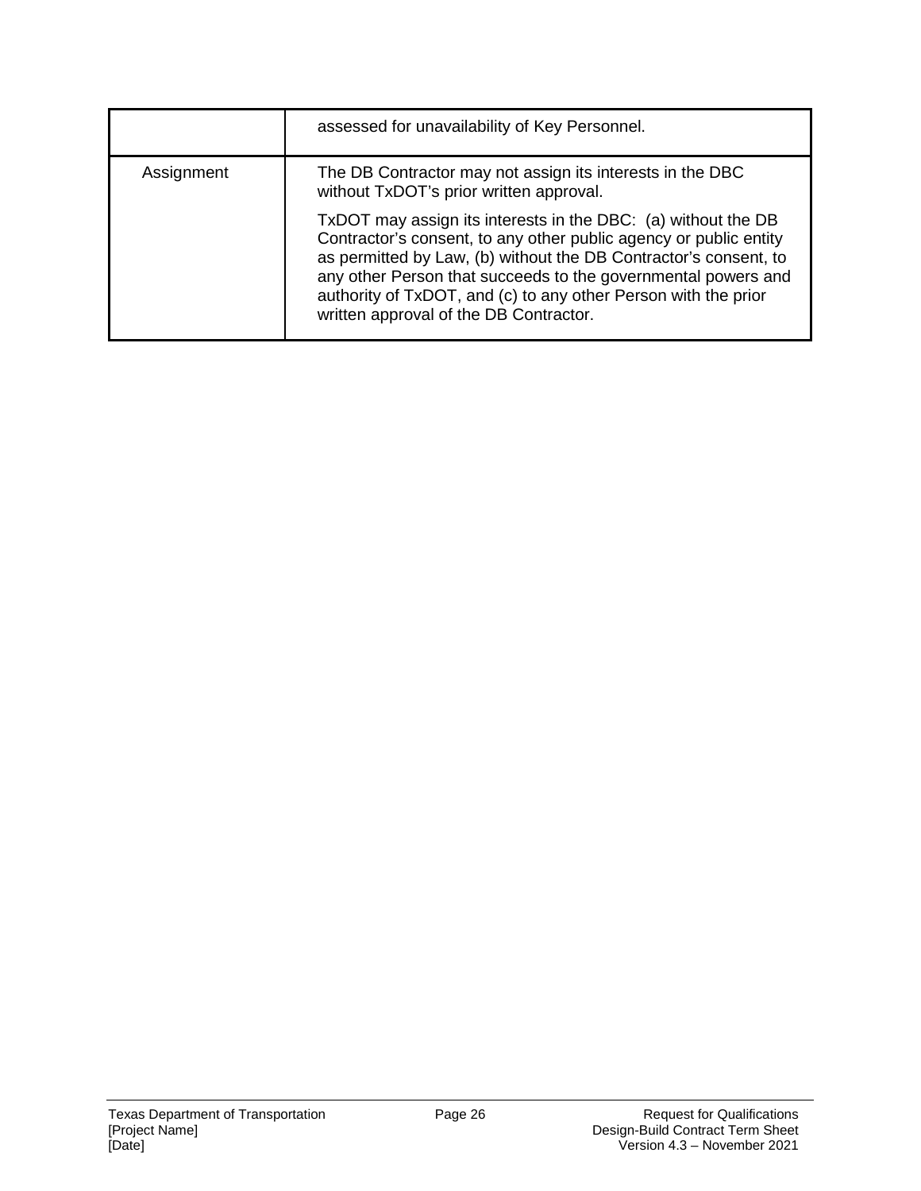| | |
|---|---|
| | assessed for unavailability of Key Personnel. |
| Assignment | The DB Contractor may not assign its interests in the DBC without TxDOT's prior written approval.<br><br>TxDOT may assign its interests in the DBC: (a) without the DB Contractor's consent, to any other public agency or public entity as permitted by Law, (b) without the DB Contractor's consent, to any other Person that succeeds to the governmental powers and authority of TxDOT, and (c) to any other Person with the prior written approval of the DB Contractor. |